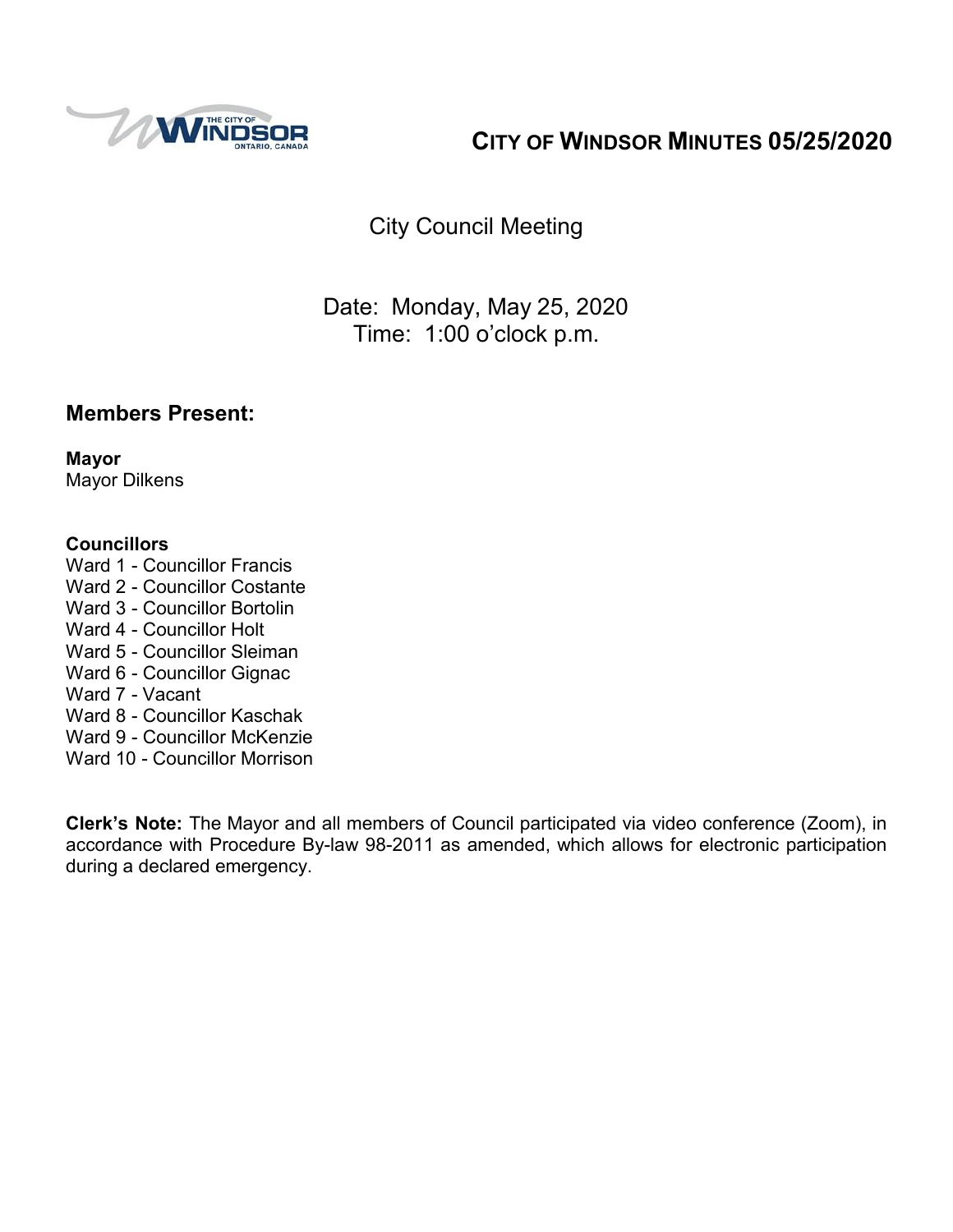# CITY OF WINDSOR MINUTES 05/25/2020

City Council Meeting

Date: Monday, May 25, 2020
Time: 1:00 o'clock p.m.

## Members Present:

**Mayor**
Mayor Dilkens

**Councillors**
Ward 1 - Councillor Francis
Ward 2 - Councillor Costante
Ward 3 - Councillor Bortolin
Ward 4 - Councillor Holt
Ward 5 - Councillor Sleiman
Ward 6 - Councillor Gignac
Ward 7 - Vacant
Ward 8 - Councillor Kaschak
Ward 9 - Councillor McKenzie
Ward 10 - Councillor Morrison

**Clerk's Note:** The Mayor and all members of Council participated via video conference (Zoom), in accordance with Procedure By-law 98-2011 as amended, which allows for electronic participation during a declared emergency.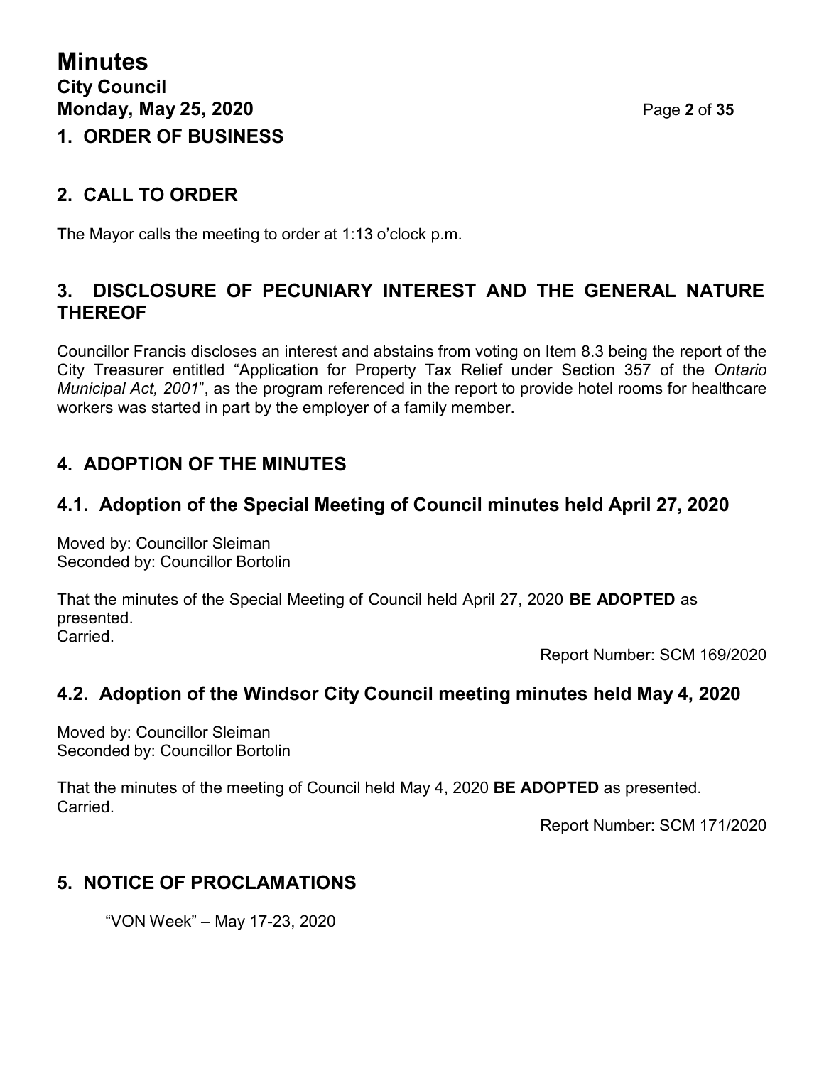## 1. ORDER OF BUSINESS

## 2. CALL TO ORDER

The Mayor calls the meeting to order at 1:13 o'clock p.m.

## 3. DISCLOSURE OF PECUNIARY INTEREST AND THE GENERAL NATURE THEREOF

Councillor Francis discloses an interest and abstains from voting on Item 8.3 being the report of the City Treasurer entitled "Application for Property Tax Relief under Section 357 of the *Ontario Municipal Act, 2001*", as the program referenced in the report to provide hotel rooms for healthcare workers was started in part by the employer of a family member.

## 4. ADOPTION OF THE MINUTES

### 4.1. Adoption of the Special Meeting of Council minutes held April 27, 2020

Moved by: Councillor Sleiman
Seconded by: Councillor Bortolin

That the minutes of the Special Meeting of Council held April 27, 2020 **BE ADOPTED** as presented.
Carried.

Report Number: SCM 169/2020

### 4.2. Adoption of the Windsor City Council meeting minutes held May 4, 2020

Moved by: Councillor Sleiman
Seconded by: Councillor Bortolin

That the minutes of the meeting of Council held May 4, 2020 **BE ADOPTED** as presented.
Carried.

Report Number: SCM 171/2020

## 5. NOTICE OF PROCLAMATIONS

"VON Week" – May 17-23, 2020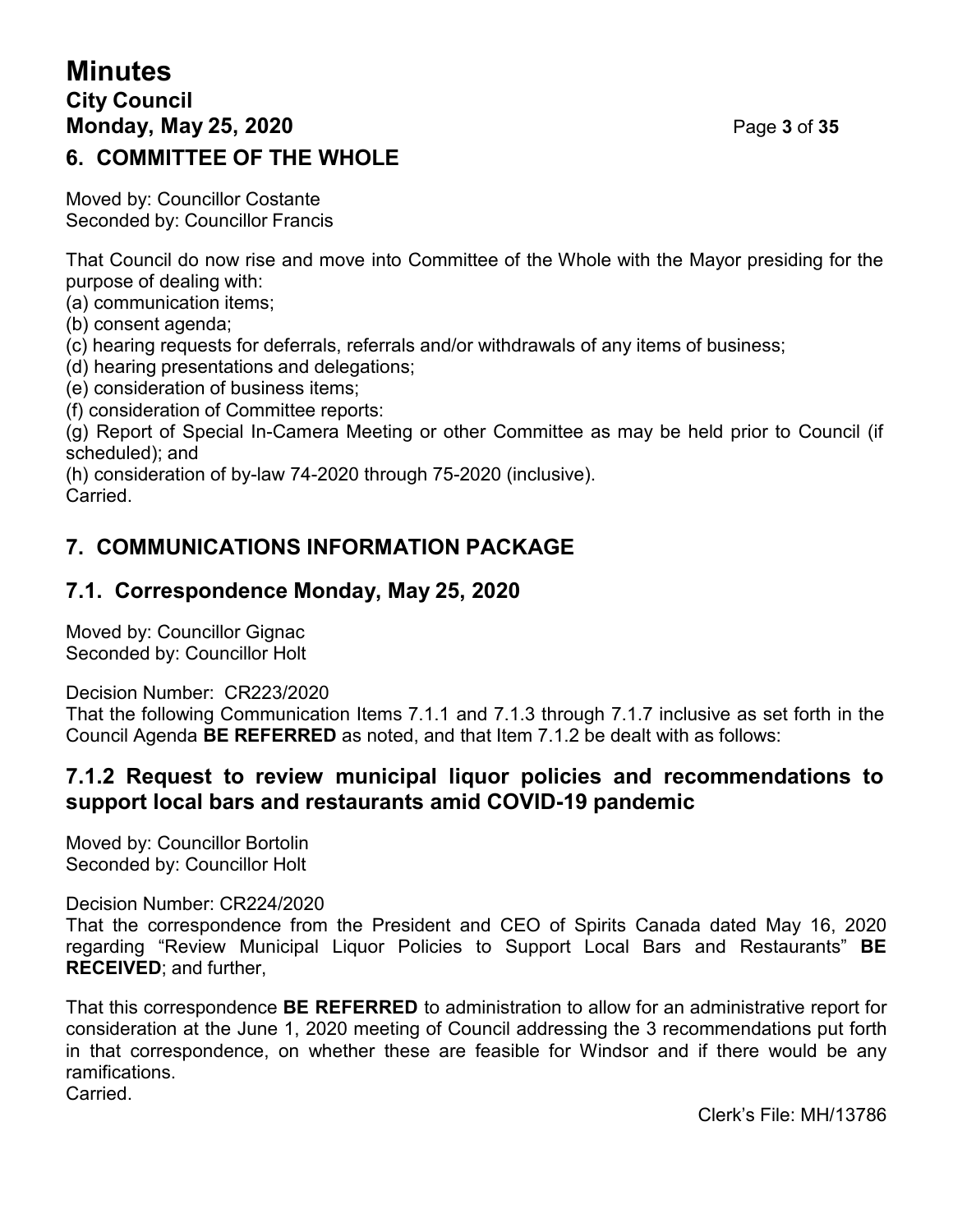## 6. COMMITTEE OF THE WHOLE

Moved by: Councillor Costante
Seconded by: Councillor Francis

That Council do now rise and move into Committee of the Whole with the Mayor presiding for the purpose of dealing with:
(a) communication items;
(b) consent agenda;
(c) hearing requests for deferrals, referrals and/or withdrawals of any items of business;
(d) hearing presentations and delegations;
(e) consideration of business items;
(f) consideration of Committee reports:
(g) Report of Special In-Camera Meeting or other Committee as may be held prior to Council (if scheduled); and
(h) consideration of by-law 74-2020 through 75-2020 (inclusive).
Carried.

## 7. COMMUNICATIONS INFORMATION PACKAGE

## 7.1. Correspondence Monday, May 25, 2020

Moved by: Councillor Gignac
Seconded by: Councillor Holt

Decision Number: CR223/2020
That the following Communication Items 7.1.1 and 7.1.3 through 7.1.7 inclusive as set forth in the Council Agenda **BE REFERRED** as noted, and that Item 7.1.2 be dealt with as follows:

### 7.1.2 Request to review municipal liquor policies and recommendations to support local bars and restaurants amid COVID-19 pandemic

Moved by: Councillor Bortolin
Seconded by: Councillor Holt

Decision Number: CR224/2020
That the correspondence from the President and CEO of Spirits Canada dated May 16, 2020 regarding "Review Municipal Liquor Policies to Support Local Bars and Restaurants" **BE RECEIVED**; and further,

That this correspondence **BE REFERRED** to administration to allow for an administrative report for consideration at the June 1, 2020 meeting of Council addressing the 3 recommendations put forth in that correspondence, on whether these are feasible for Windsor and if there would be any ramifications.
Carried.

Clerk's File: MH/13786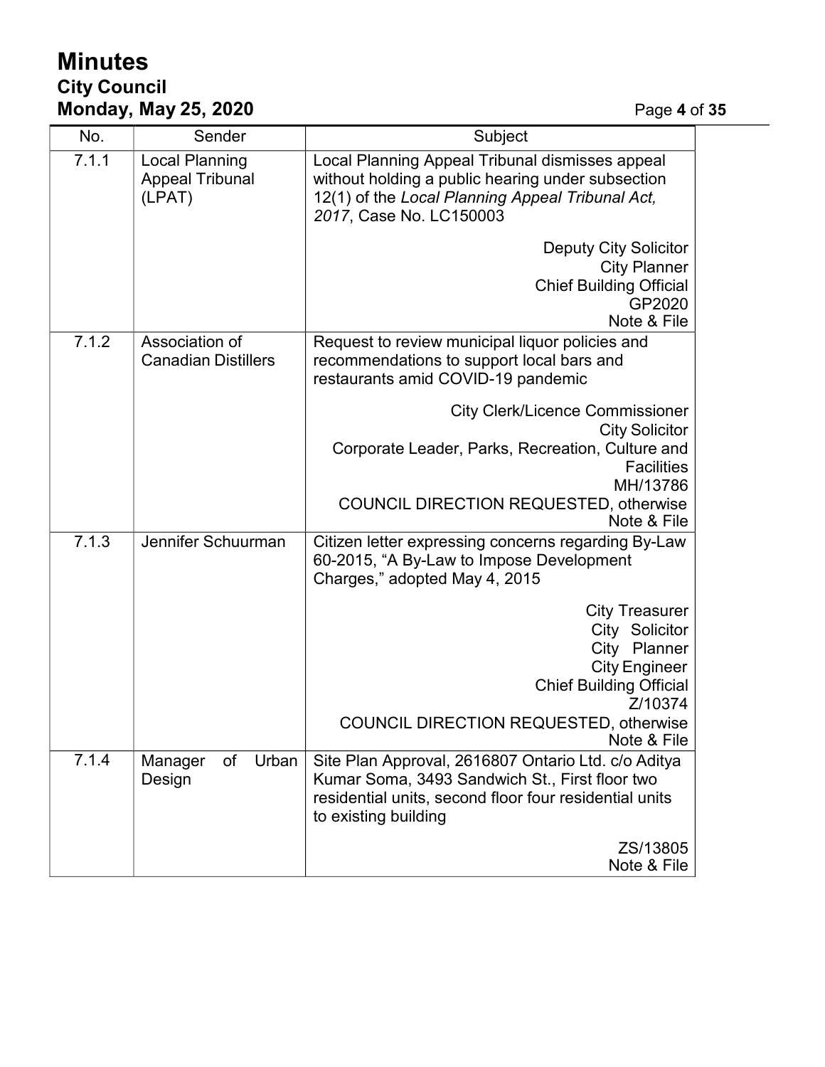| No. | Sender | Subject |
|---|---|---|
| 7.1.1 | Local Planning Appeal Tribunal (LPAT) | Local Planning Appeal Tribunal dismisses appeal without holding a public hearing under subsection 12(1) of the *Local Planning Appeal Tribunal Act, 2017*, Case No. LC150003<br><br>Deputy City Solicitor<br>City Planner<br>Chief Building Official<br>GP2020<br>Note & File |
| 7.1.2 | Association of Canadian Distillers | Request to review municipal liquor policies and recommendations to support local bars and restaurants amid COVID-19 pandemic<br><br>City Clerk/Licence Commissioner<br>City Solicitor<br>Corporate Leader, Parks, Recreation, Culture and Facilities<br>MH/13786<br>COUNCIL DIRECTION REQUESTED, otherwise Note & File |
| 7.1.3 | Jennifer Schuurman | Citizen letter expressing concerns regarding By-Law 60-2015, "A By-Law to Impose Development Charges," adopted May 4, 2015<br><br>City Treasurer<br>City Solicitor<br>City Planner<br>City Engineer<br>Chief Building Official<br>Z/10374<br>COUNCIL DIRECTION REQUESTED, otherwise Note & File |
| 7.1.4 | Manager of Urban Design | Site Plan Approval, 2616807 Ontario Ltd. c/o Aditya Kumar Soma, 3493 Sandwich St., First floor two residential units, second floor four residential units to existing building<br><br>ZS/13805<br>Note & File |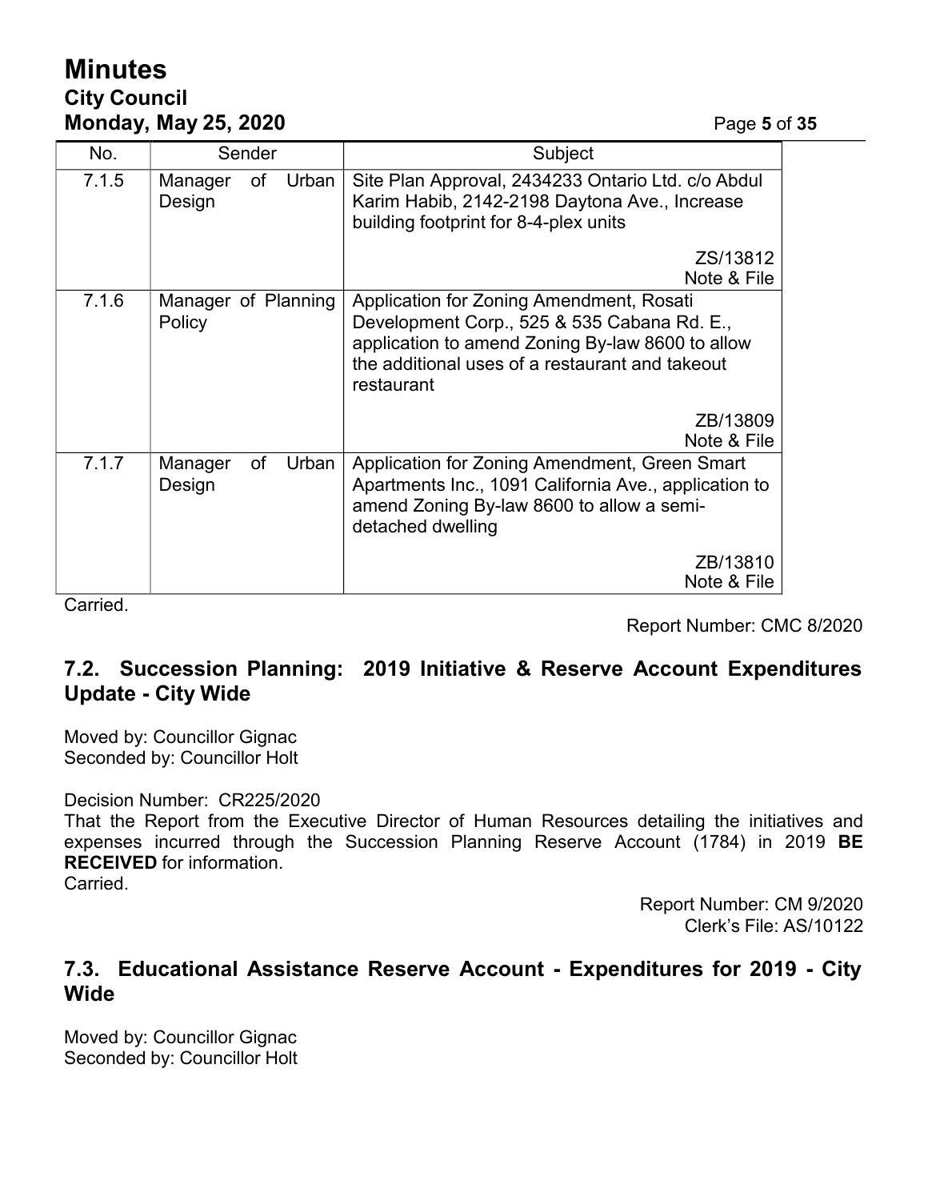| No. | Sender | Subject |
|---|---|---|
| 7.1.5 | Manager of Urban Design | Site Plan Approval, 2434233 Ontario Ltd. c/o Abdul Karim Habib, 2142-2198 Daytona Ave., Increase building footprint for 8-4-plex units<br><br>ZS/13812<br>Note & File |
| 7.1.6 | Manager of Planning Policy | Application for Zoning Amendment, Rosati Development Corp., 525 & 535 Cabana Rd. E., application to amend Zoning By-law 8600 to allow the additional uses of a restaurant and takeout restaurant<br><br>ZB/13809<br>Note & File |
| 7.1.7 | Manager of Urban Design | Application for Zoning Amendment, Green Smart Apartments Inc., 1091 California Ave., application to amend Zoning By-law 8600 to allow a semi-detached dwelling<br><br>ZB/13810<br>Note & File |

Carried.

Report Number: CMC 8/2020

## 7.2. Succession Planning: 2019 Initiative & Reserve Account Expenditures Update - City Wide

Moved by: Councillor Gignac
Seconded by: Councillor Holt

Decision Number: CR225/2020
That the Report from the Executive Director of Human Resources detailing the initiatives and expenses incurred through the Succession Planning Reserve Account (1784) in 2019 **BE RECEIVED** for information.
Carried.

Report Number: CM 9/2020
Clerk's File: AS/10122

## 7.3. Educational Assistance Reserve Account - Expenditures for 2019 - City Wide

Moved by: Councillor Gignac
Seconded by: Councillor Holt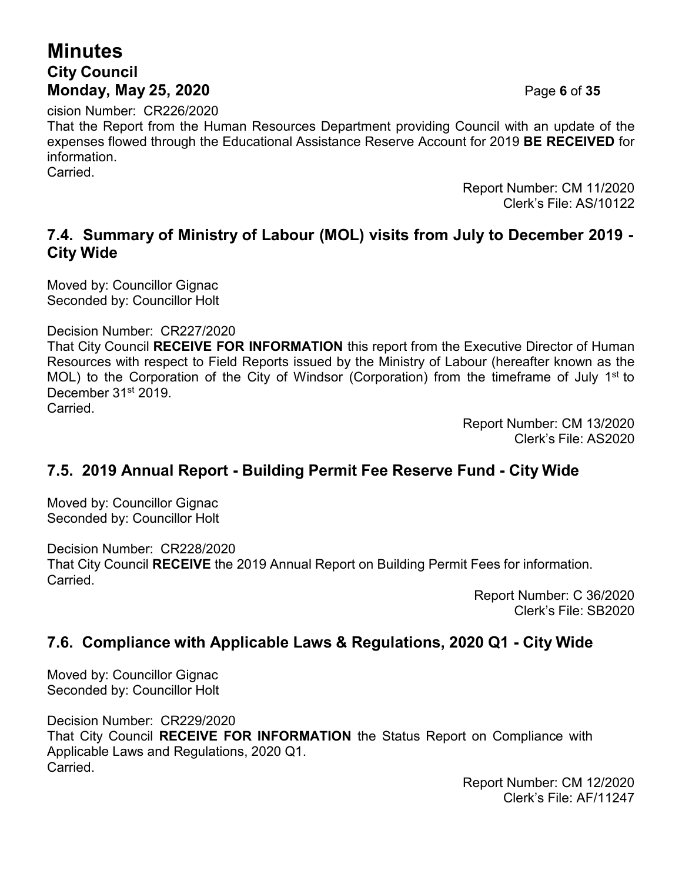cision Number: CR226/2020
That the Report from the Human Resources Department providing Council with an update of the expenses flowed through the Educational Assistance Reserve Account for 2019 **BE RECEIVED** for information.
Carried.

Report Number: CM 11/2020
Clerk's File: AS/10122

## 7.4. Summary of Ministry of Labour (MOL) visits from July to December 2019 - City Wide

Moved by: Councillor Gignac
Seconded by: Councillor Holt

Decision Number: CR227/2020
That City Council **RECEIVE FOR INFORMATION** this report from the Executive Director of Human Resources with respect to Field Reports issued by the Ministry of Labour (hereafter known as the MOL) to the Corporation of the City of Windsor (Corporation) from the timeframe of July 1st to December 31st 2019.
Carried.

Report Number: CM 13/2020
Clerk's File: AS2020

## 7.5. 2019 Annual Report - Building Permit Fee Reserve Fund - City Wide

Moved by: Councillor Gignac
Seconded by: Councillor Holt

Decision Number: CR228/2020
That City Council **RECEIVE** the 2019 Annual Report on Building Permit Fees for information.
Carried.

Report Number: C 36/2020
Clerk's File: SB2020

## 7.6. Compliance with Applicable Laws & Regulations, 2020 Q1 - City Wide

Moved by: Councillor Gignac
Seconded by: Councillor Holt

Decision Number: CR229/2020
That City Council **RECEIVE FOR INFORMATION** the Status Report on Compliance with Applicable Laws and Regulations, 2020 Q1.
Carried.

Report Number: CM 12/2020
Clerk's File: AF/11247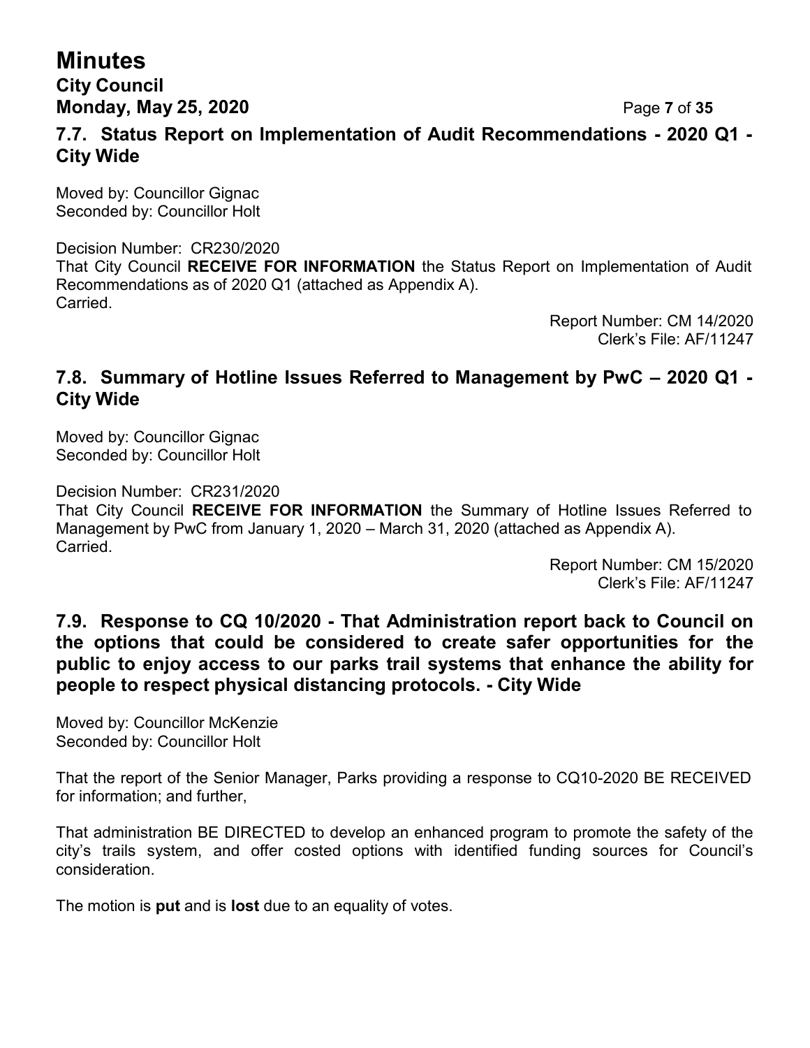### 7.7. Status Report on Implementation of Audit Recommendations - 2020 Q1 - City Wide

Moved by: Councillor Gignac
Seconded by: Councillor Holt

Decision Number: CR230/2020
That City Council **RECEIVE FOR INFORMATION** the Status Report on Implementation of Audit Recommendations as of 2020 Q1 (attached as Appendix A).
Carried.

Report Number: CM 14/2020
Clerk's File: AF/11247

### 7.8. Summary of Hotline Issues Referred to Management by PwC – 2020 Q1 - City Wide

Moved by: Councillor Gignac
Seconded by: Councillor Holt

Decision Number: CR231/2020
That City Council **RECEIVE FOR INFORMATION** the Summary of Hotline Issues Referred to Management by PwC from January 1, 2020 – March 31, 2020 (attached as Appendix A).
Carried.

Report Number: CM 15/2020
Clerk's File: AF/11247

### 7.9. Response to CQ 10/2020 - That Administration report back to Council on the options that could be considered to create safer opportunities for the public to enjoy access to our parks trail systems that enhance the ability for people to respect physical distancing protocols. - City Wide

Moved by: Councillor McKenzie
Seconded by: Councillor Holt

That the report of the Senior Manager, Parks providing a response to CQ10-2020 BE RECEIVED for information; and further,

That administration BE DIRECTED to develop an enhanced program to promote the safety of the city's trails system, and offer costed options with identified funding sources for Council's consideration.

The motion is **put** and is **lost** due to an equality of votes.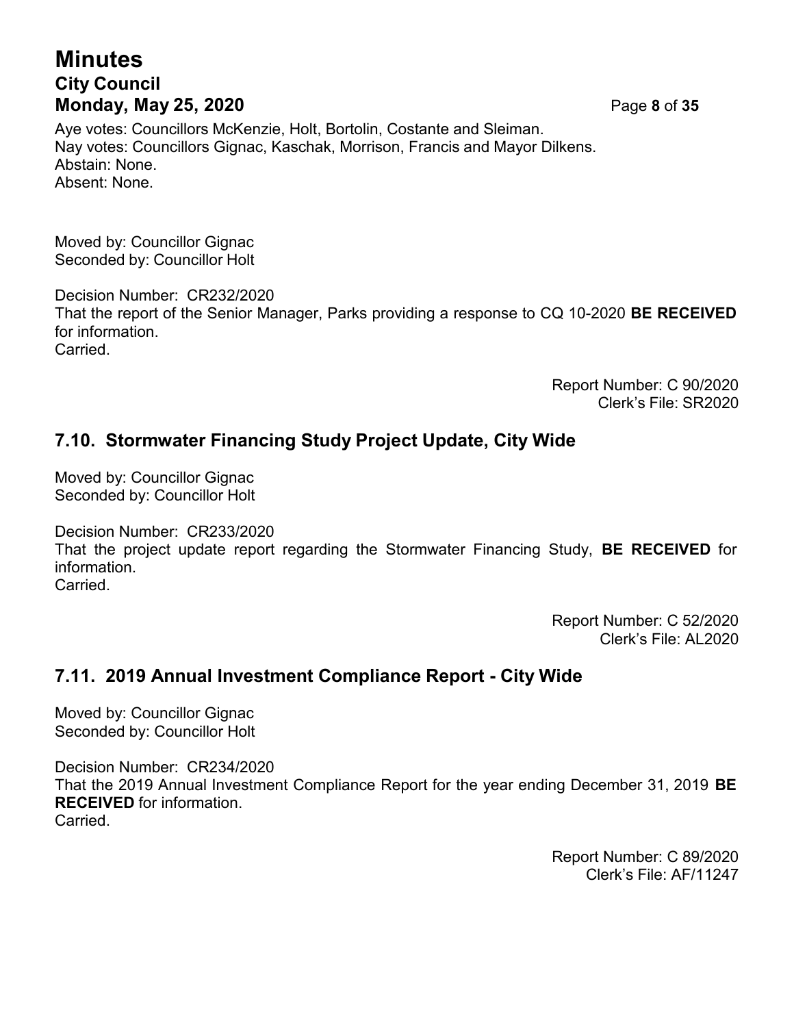Aye votes: Councillors McKenzie, Holt, Bortolin, Costante and Sleiman.
Nay votes: Councillors Gignac, Kaschak, Morrison, Francis and Mayor Dilkens.
Abstain: None.
Absent: None.

Moved by: Councillor Gignac
Seconded by: Councillor Holt

Decision Number: CR232/2020
That the report of the Senior Manager, Parks providing a response to CQ 10-2020 **BE RECEIVED** for information.
Carried.

Report Number: C 90/2020
Clerk's File: SR2020

## 7.10. Stormwater Financing Study Project Update, City Wide

Moved by: Councillor Gignac
Seconded by: Councillor Holt

Decision Number: CR233/2020
That the project update report regarding the Stormwater Financing Study, **BE RECEIVED** for information.
Carried.

Report Number: C 52/2020
Clerk's File: AL2020

## 7.11. 2019 Annual Investment Compliance Report - City Wide

Moved by: Councillor Gignac
Seconded by: Councillor Holt

Decision Number: CR234/2020
That the 2019 Annual Investment Compliance Report for the year ending December 31, 2019 **BE RECEIVED** for information.
Carried.

Report Number: C 89/2020
Clerk's File: AF/11247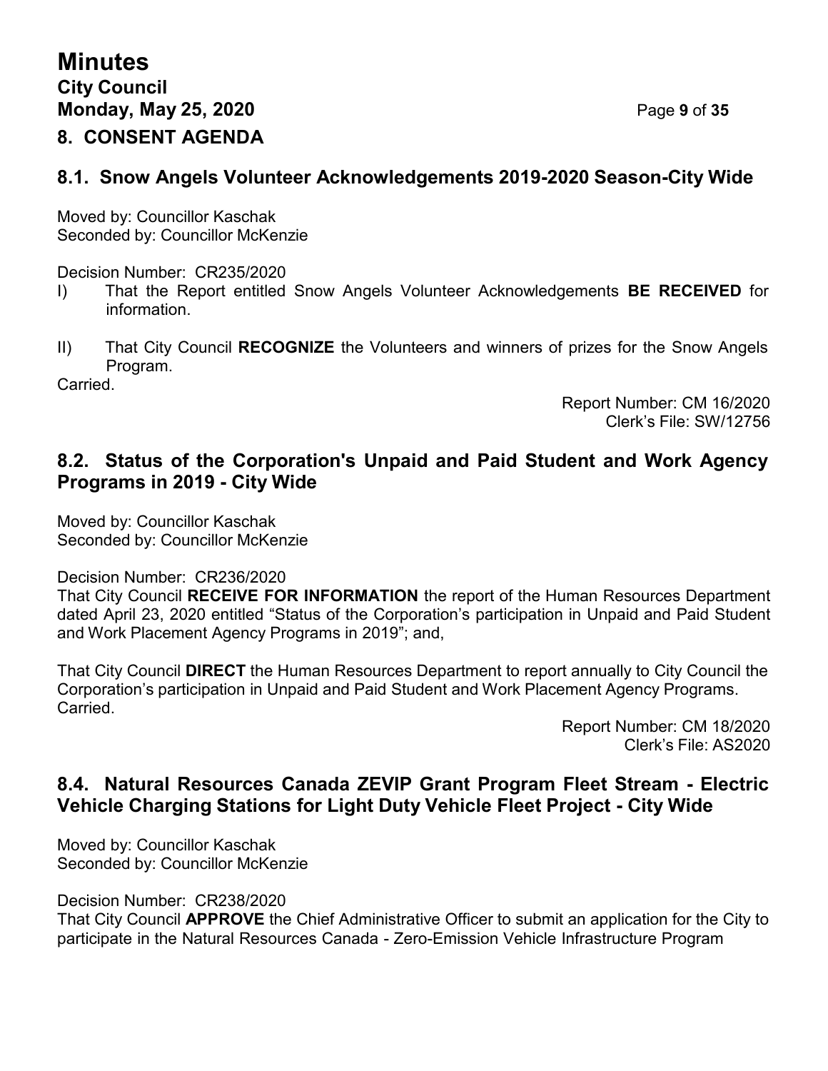## 8. CONSENT AGENDA

### 8.1. Snow Angels Volunteer Acknowledgements 2019-2020 Season-City Wide

Moved by: Councillor Kaschak
Seconded by: Councillor McKenzie

Decision Number: CR235/2020

I) That the Report entitled Snow Angels Volunteer Acknowledgements **BE RECEIVED** for information.

II) That City Council **RECOGNIZE** the Volunteers and winners of prizes for the Snow Angels Program.

Carried.

Report Number: CM 16/2020
Clerk's File: SW/12756

### 8.2. Status of the Corporation's Unpaid and Paid Student and Work Agency Programs in 2019 - City Wide

Moved by: Councillor Kaschak
Seconded by: Councillor McKenzie

Decision Number: CR236/2020

That City Council **RECEIVE FOR INFORMATION** the report of the Human Resources Department dated April 23, 2020 entitled "Status of the Corporation's participation in Unpaid and Paid Student and Work Placement Agency Programs in 2019"; and,

That City Council **DIRECT** the Human Resources Department to report annually to City Council the Corporation's participation in Unpaid and Paid Student and Work Placement Agency Programs.

Carried.

Report Number: CM 18/2020
Clerk's File: AS2020

### 8.4. Natural Resources Canada ZEVIP Grant Program Fleet Stream - Electric Vehicle Charging Stations for Light Duty Vehicle Fleet Project - City Wide

Moved by: Councillor Kaschak
Seconded by: Councillor McKenzie

Decision Number: CR238/2020

That City Council **APPROVE** the Chief Administrative Officer to submit an application for the City to participate in the Natural Resources Canada - Zero-Emission Vehicle Infrastructure Program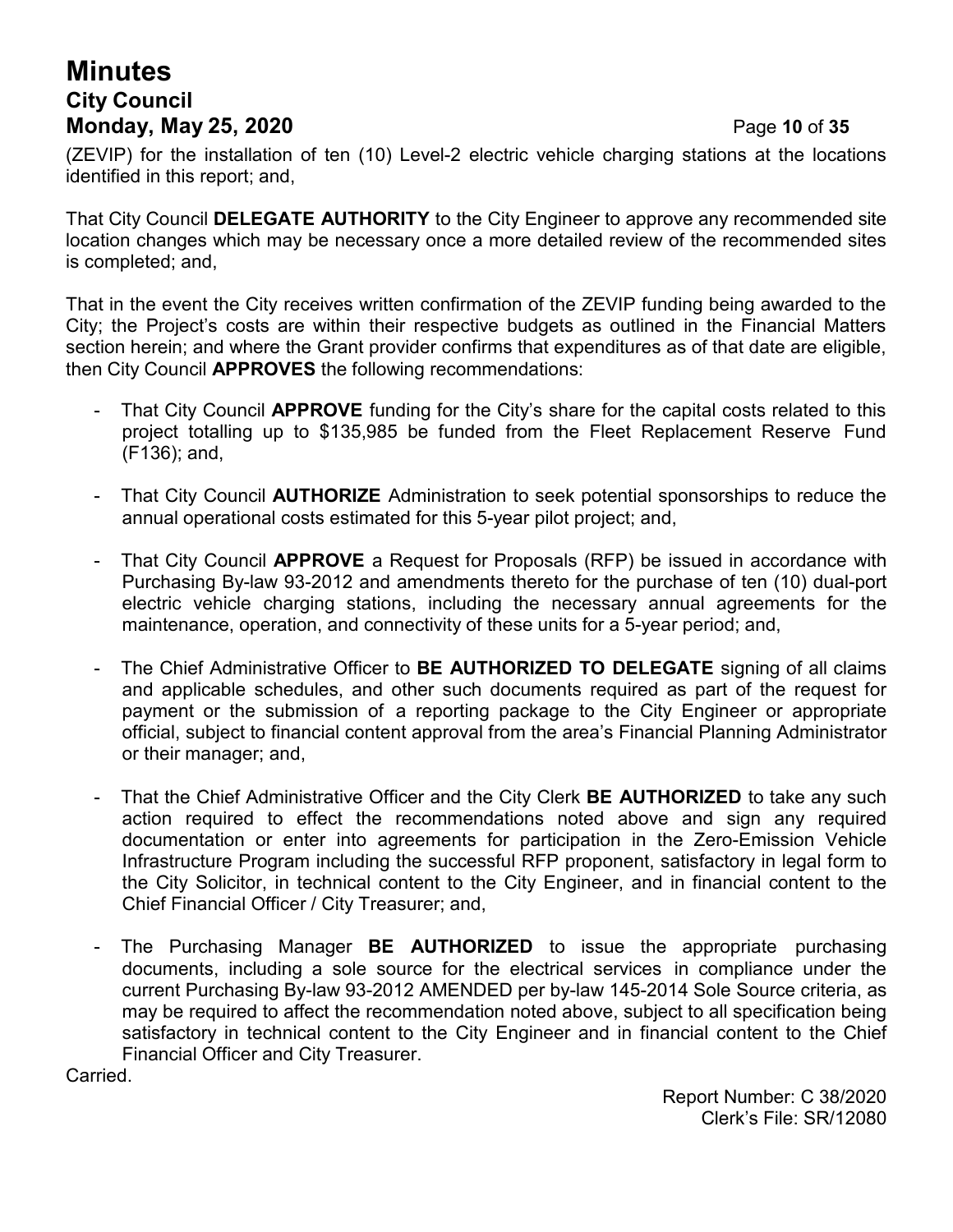(ZEVIP) for the installation of ten (10) Level-2 electric vehicle charging stations at the locations identified in this report; and,

That City Council **DELEGATE AUTHORITY** to the City Engineer to approve any recommended site location changes which may be necessary once a more detailed review of the recommended sites is completed; and,

That in the event the City receives written confirmation of the ZEVIP funding being awarded to the City; the Project's costs are within their respective budgets as outlined in the Financial Matters section herein; and where the Grant provider confirms that expenditures as of that date are eligible, then City Council **APPROVES** the following recommendations:

- That City Council **APPROVE** funding for the City's share for the capital costs related to this project totalling up to $135,985 be funded from the Fleet Replacement Reserve Fund (F136); and,

- That City Council **AUTHORIZE** Administration to seek potential sponsorships to reduce the annual operational costs estimated for this 5-year pilot project; and,

- That City Council **APPROVE** a Request for Proposals (RFP) be issued in accordance with Purchasing By-law 93-2012 and amendments thereto for the purchase of ten (10) dual-port electric vehicle charging stations, including the necessary annual agreements for the maintenance, operation, and connectivity of these units for a 5-year period; and,

- The Chief Administrative Officer to **BE AUTHORIZED TO DELEGATE** signing of all claims and applicable schedules, and other such documents required as part of the request for payment or the submission of a reporting package to the City Engineer or appropriate official, subject to financial content approval from the area's Financial Planning Administrator or their manager; and,

- That the Chief Administrative Officer and the City Clerk **BE AUTHORIZED** to take any such action required to effect the recommendations noted above and sign any required documentation or enter into agreements for participation in the Zero-Emission Vehicle Infrastructure Program including the successful RFP proponent, satisfactory in legal form to the City Solicitor, in technical content to the City Engineer, and in financial content to the Chief Financial Officer / City Treasurer; and,

- The Purchasing Manager **BE AUTHORIZED** to issue the appropriate purchasing documents, including a sole source for the electrical services in compliance under the current Purchasing By-law 93-2012 AMENDED per by-law 145-2014 Sole Source criteria, as may be required to affect the recommendation noted above, subject to all specification being satisfactory in technical content to the City Engineer and in financial content to the Chief Financial Officer and City Treasurer.

Carried.

Report Number: C 38/2020
Clerk's File: SR/12080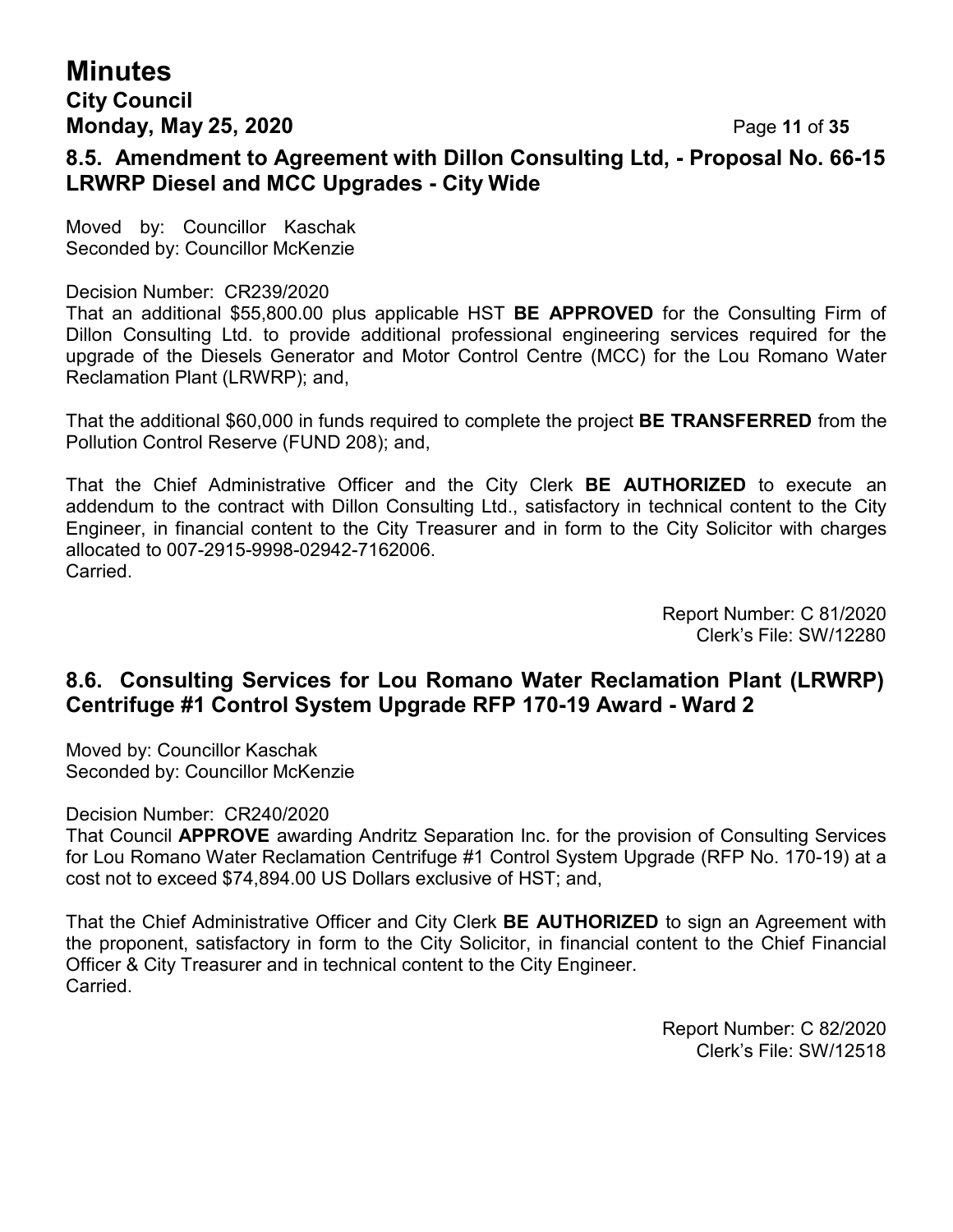## 8.5. Amendment to Agreement with Dillon Consulting Ltd, - Proposal No. 66-15 LRWRP Diesel and MCC Upgrades - City Wide

Moved by: Councillor Kaschak
Seconded by: Councillor McKenzie

Decision Number: CR239/2020
That an additional $55,800.00 plus applicable HST **BE APPROVED** for the Consulting Firm of Dillon Consulting Ltd. to provide additional professional engineering services required for the upgrade of the Diesels Generator and Motor Control Centre (MCC) for the Lou Romano Water Reclamation Plant (LRWRP); and,

That the additional $60,000 in funds required to complete the project **BE TRANSFERRED** from the Pollution Control Reserve (FUND 208); and,

That the Chief Administrative Officer and the City Clerk **BE AUTHORIZED** to execute an addendum to the contract with Dillon Consulting Ltd., satisfactory in technical content to the City Engineer, in financial content to the City Treasurer and in form to the City Solicitor with charges allocated to 007-2915-9998-02942-7162006.
Carried.

Report Number: C 81/2020
Clerk's File: SW/12280

## 8.6. Consulting Services for Lou Romano Water Reclamation Plant (LRWRP) Centrifuge #1 Control System Upgrade RFP 170-19 Award - Ward 2

Moved by: Councillor Kaschak
Seconded by: Councillor McKenzie

Decision Number: CR240/2020
That Council **APPROVE** awarding Andritz Separation Inc. for the provision of Consulting Services for Lou Romano Water Reclamation Centrifuge #1 Control System Upgrade (RFP No. 170-19) at a cost not to exceed $74,894.00 US Dollars exclusive of HST; and,

That the Chief Administrative Officer and City Clerk **BE AUTHORIZED** to sign an Agreement with the proponent, satisfactory in form to the City Solicitor, in financial content to the Chief Financial Officer & City Treasurer and in technical content to the City Engineer.
Carried.

Report Number: C 82/2020
Clerk's File: SW/12518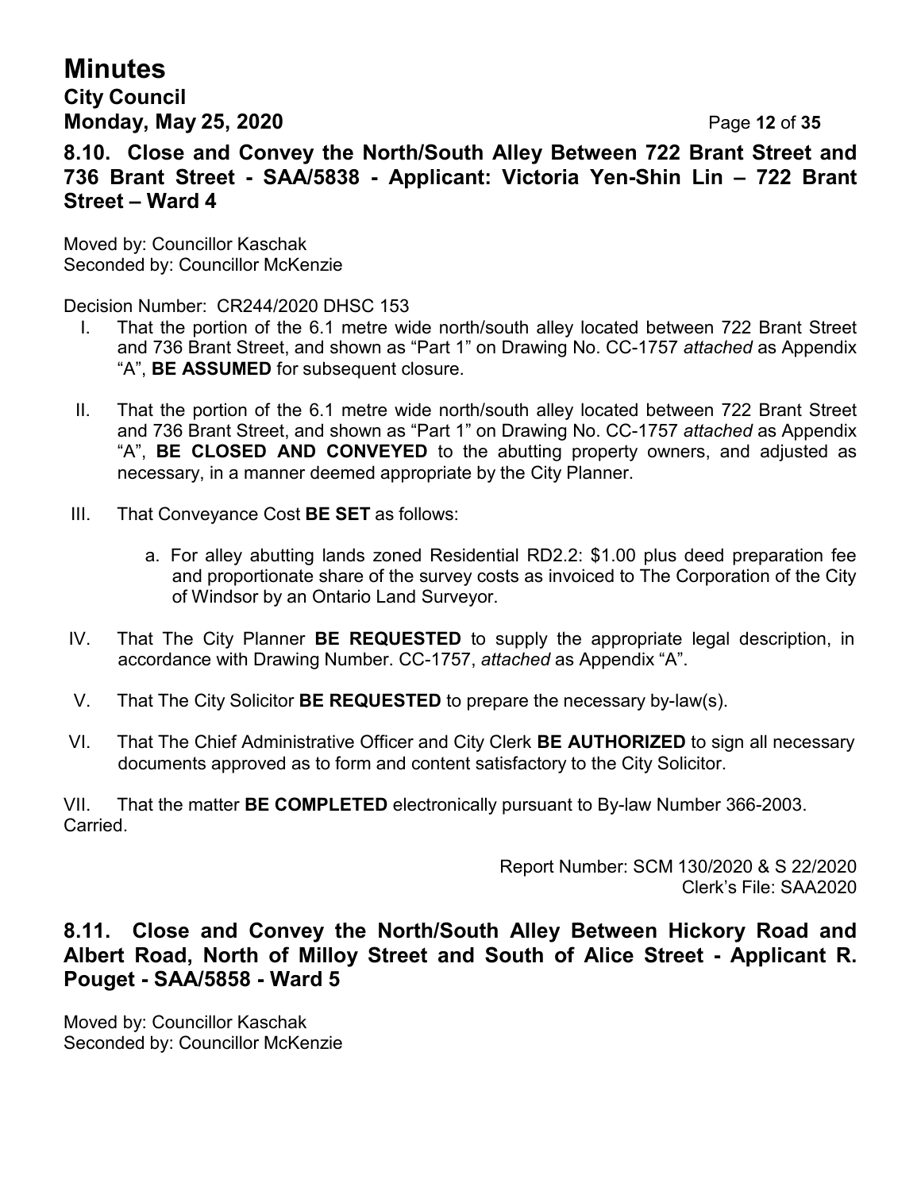### 8.10. Close and Convey the North/South Alley Between 722 Brant Street and 736 Brant Street - SAA/5838 - Applicant: Victoria Yen-Shin Lin – 722 Brant Street – Ward 4

Moved by: Councillor Kaschak
Seconded by: Councillor McKenzie

Decision Number: CR244/2020 DHSC 153

I. That the portion of the 6.1 metre wide north/south alley located between 722 Brant Street and 736 Brant Street, and shown as "Part 1" on Drawing No. CC-1757 *attached* as Appendix "A", **BE ASSUMED** for subsequent closure.

II. That the portion of the 6.1 metre wide north/south alley located between 722 Brant Street and 736 Brant Street, and shown as "Part 1" on Drawing No. CC-1757 *attached* as Appendix "A", **BE CLOSED AND CONVEYED** to the abutting property owners, and adjusted as necessary, in a manner deemed appropriate by the City Planner.

III. That Conveyance Cost **BE SET** as follows:

   a. For alley abutting lands zoned Residential RD2.2: $1.00 plus deed preparation fee and proportionate share of the survey costs as invoiced to The Corporation of the City of Windsor by an Ontario Land Surveyor.

IV. That The City Planner **BE REQUESTED** to supply the appropriate legal description, in accordance with Drawing Number. CC-1757, *attached* as Appendix "A".

V. That The City Solicitor **BE REQUESTED** to prepare the necessary by-law(s).

VI. That The Chief Administrative Officer and City Clerk **BE AUTHORIZED** to sign all necessary documents approved as to form and content satisfactory to the City Solicitor.

VII. That the matter **BE COMPLETED** electronically pursuant to By-law Number 366-2003.

Carried.

Report Number: SCM 130/2020 & S 22/2020
Clerk's File: SAA2020

### 8.11. Close and Convey the North/South Alley Between Hickory Road and Albert Road, North of Milloy Street and South of Alice Street - Applicant R. Pouget - SAA/5858 - Ward 5

Moved by: Councillor Kaschak
Seconded by: Councillor McKenzie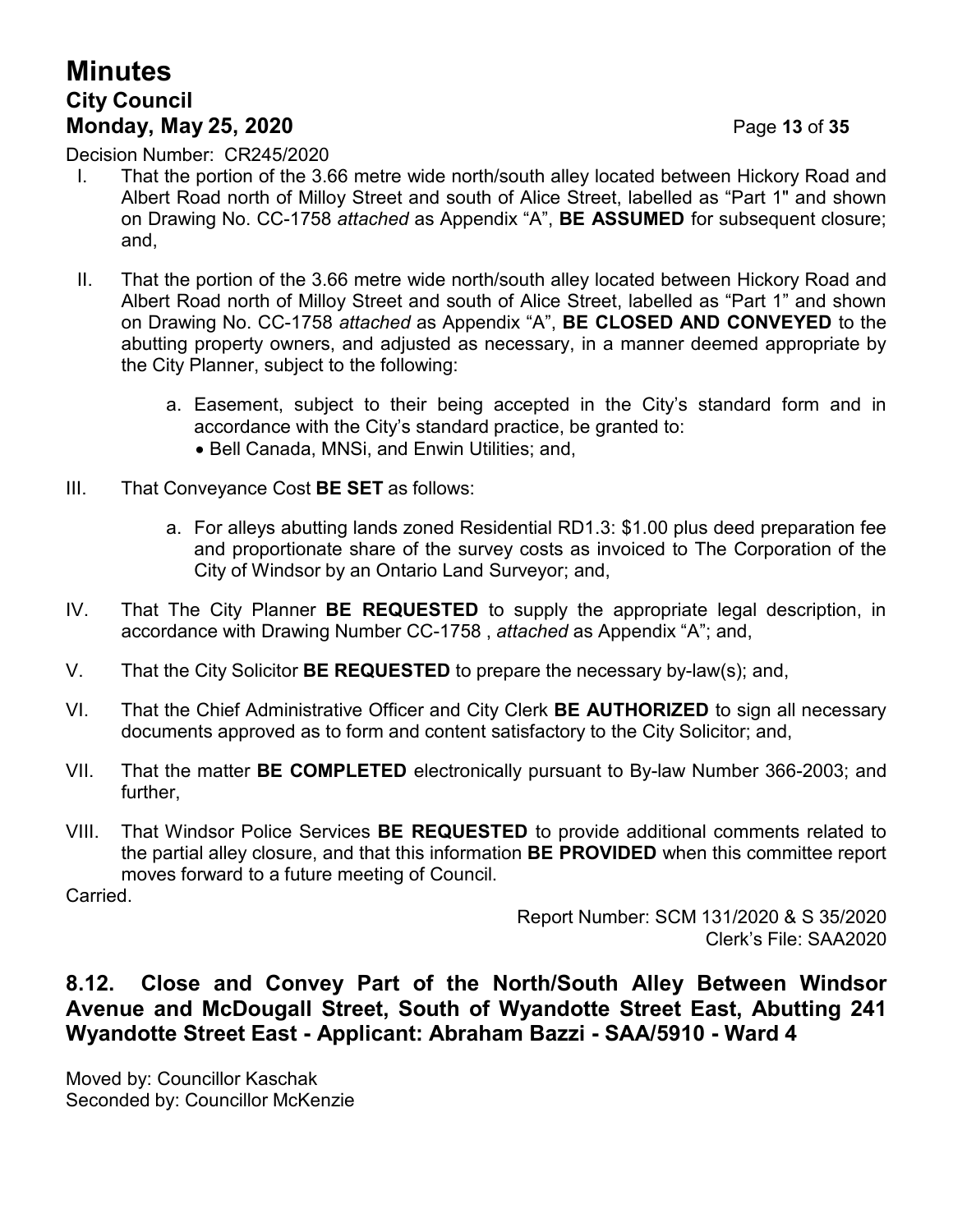Decision Number: CR245/2020

I. That the portion of the 3.66 metre wide north/south alley located between Hickory Road and Albert Road north of Milloy Street and south of Alice Street, labelled as "Part 1" and shown on Drawing No. CC-1758 *attached* as Appendix "A", **BE ASSUMED** for subsequent closure; and,

II. That the portion of the 3.66 metre wide north/south alley located between Hickory Road and Albert Road north of Milloy Street and south of Alice Street, labelled as "Part 1" and shown on Drawing No. CC-1758 *attached* as Appendix "A", **BE CLOSED AND CONVEYED** to the abutting property owners, and adjusted as necessary, in a manner deemed appropriate by the City Planner, subject to the following:

   a. Easement, subject to their being accepted in the City's standard form and in accordance with the City's standard practice, be granted to:
      - Bell Canada, MNSi, and Enwin Utilities; and,

III. That Conveyance Cost **BE SET** as follows:

   a. For alleys abutting lands zoned Residential RD1.3: $1.00 plus deed preparation fee and proportionate share of the survey costs as invoiced to The Corporation of the City of Windsor by an Ontario Land Surveyor; and,

IV. That The City Planner **BE REQUESTED** to supply the appropriate legal description, in accordance with Drawing Number CC-1758 , *attached* as Appendix "A"; and,

V. That the City Solicitor **BE REQUESTED** to prepare the necessary by-law(s); and,

VI. That the Chief Administrative Officer and City Clerk **BE AUTHORIZED** to sign all necessary documents approved as to form and content satisfactory to the City Solicitor; and,

VII. That the matter **BE COMPLETED** electronically pursuant to By-law Number 366-2003; and further,

VIII. That Windsor Police Services **BE REQUESTED** to provide additional comments related to the partial alley closure, and that this information **BE PROVIDED** when this committee report moves forward to a future meeting of Council.

Carried.

Report Number: SCM 131/2020 & S 35/2020
Clerk's File: SAA2020

### 8.12. Close and Convey Part of the North/South Alley Between Windsor Avenue and McDougall Street, South of Wyandotte Street East, Abutting 241 Wyandotte Street East - Applicant: Abraham Bazzi - SAA/5910 - Ward 4

Moved by: Councillor Kaschak
Seconded by: Councillor McKenzie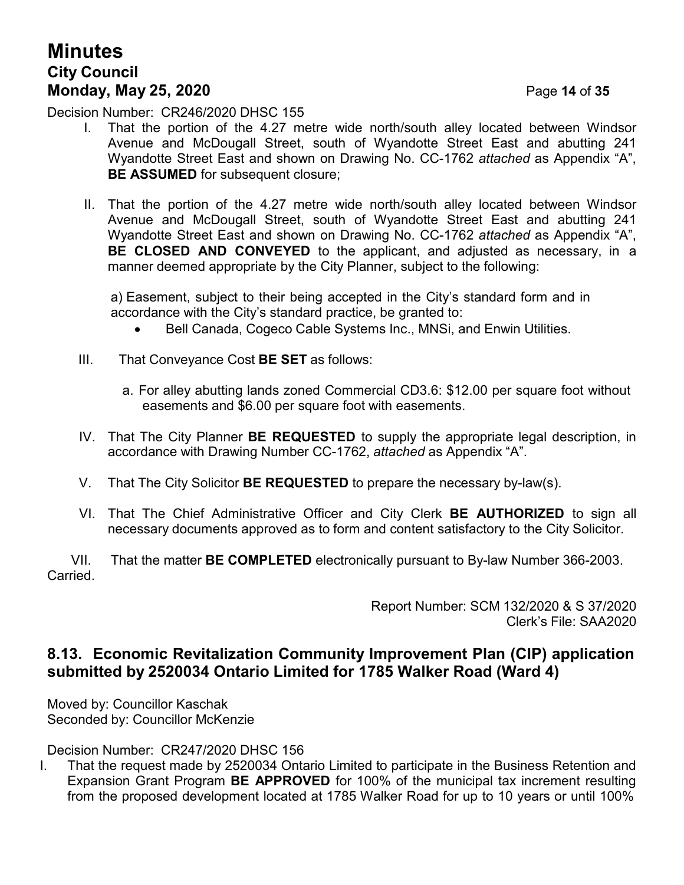Decision Number: CR246/2020 DHSC 155

I. That the portion of the 4.27 metre wide north/south alley located between Windsor Avenue and McDougall Street, south of Wyandotte Street East and abutting 241 Wyandotte Street East and shown on Drawing No. CC-1762 *attached* as Appendix "A", **BE ASSUMED** for subsequent closure;

II. That the portion of the 4.27 metre wide north/south alley located between Windsor Avenue and McDougall Street, south of Wyandotte Street East and abutting 241 Wyandotte Street East and shown on Drawing No. CC-1762 *attached* as Appendix "A", **BE CLOSED AND CONVEYED** to the applicant, and adjusted as necessary, in a manner deemed appropriate by the City Planner, subject to the following:

   a) Easement, subject to their being accepted in the City's standard form and in accordance with the City's standard practice, be granted to:
   - Bell Canada, Cogeco Cable Systems Inc., MNSi, and Enwin Utilities.

III. That Conveyance Cost **BE SET** as follows:

   a. For alley abutting lands zoned Commercial CD3.6: $12.00 per square foot without easements and $6.00 per square foot with easements.

IV. That The City Planner **BE REQUESTED** to supply the appropriate legal description, in accordance with Drawing Number CC-1762, *attached* as Appendix "A".

V. That The City Solicitor **BE REQUESTED** to prepare the necessary by-law(s).

VI. That The Chief Administrative Officer and City Clerk **BE AUTHORIZED** to sign all necessary documents approved as to form and content satisfactory to the City Solicitor.

VII. That the matter **BE COMPLETED** electronically pursuant to By-law Number 366-2003.

Carried.

Report Number: SCM 132/2020 & S 37/2020
Clerk's File: SAA2020

## 8.13. Economic Revitalization Community Improvement Plan (CIP) application submitted by 2520034 Ontario Limited for 1785 Walker Road (Ward 4)

Moved by: Councillor Kaschak
Seconded by: Councillor McKenzie

Decision Number: CR247/2020 DHSC 156

I. That the request made by 2520034 Ontario Limited to participate in the Business Retention and Expansion Grant Program **BE APPROVED** for 100% of the municipal tax increment resulting from the proposed development located at 1785 Walker Road for up to 10 years or until 100%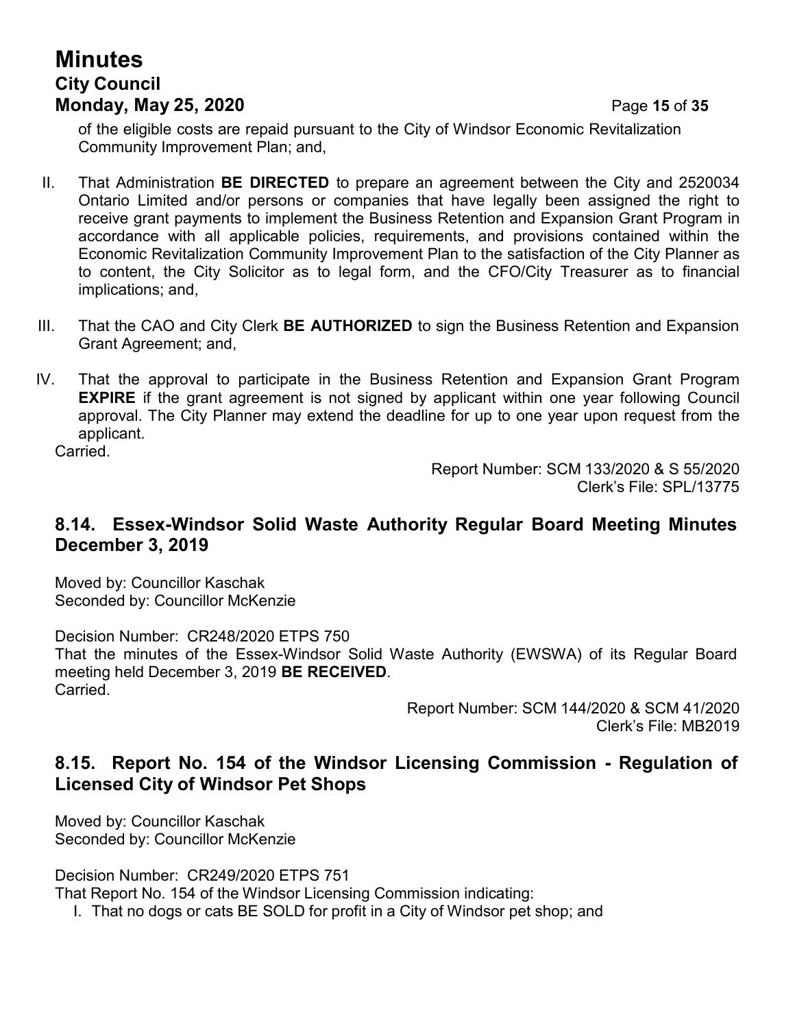of the eligible costs are repaid pursuant to the City of Windsor Economic Revitalization Community Improvement Plan; and,

II. That Administration **BE DIRECTED** to prepare an agreement between the City and 2520034 Ontario Limited and/or persons or companies that have legally been assigned the right to receive grant payments to implement the Business Retention and Expansion Grant Program in accordance with all applicable policies, requirements, and provisions contained within the Economic Revitalization Community Improvement Plan to the satisfaction of the City Planner as to content, the City Solicitor as to legal form, and the CFO/City Treasurer as to financial implications; and,

III. That the CAO and City Clerk **BE AUTHORIZED** to sign the Business Retention and Expansion Grant Agreement; and,

IV. That the approval to participate in the Business Retention and Expansion Grant Program **EXPIRE** if the grant agreement is not signed by applicant within one year following Council approval. The City Planner may extend the deadline for up to one year upon request from the applicant.

Carried.

Report Number: SCM 133/2020 & S 55/2020
Clerk's File: SPL/13775

## 8.14. Essex-Windsor Solid Waste Authority Regular Board Meeting Minutes December 3, 2019

Moved by: Councillor Kaschak
Seconded by: Councillor McKenzie

Decision Number: CR248/2020 ETPS 750
That the minutes of the Essex-Windsor Solid Waste Authority (EWSWA) of its Regular Board meeting held December 3, 2019 **BE RECEIVED**.
Carried.

Report Number: SCM 144/2020 & SCM 41/2020
Clerk's File: MB2019

## 8.15. Report No. 154 of the Windsor Licensing Commission - Regulation of Licensed City of Windsor Pet Shops

Moved by: Councillor Kaschak
Seconded by: Councillor McKenzie

Decision Number: CR249/2020 ETPS 751
That Report No. 154 of the Windsor Licensing Commission indicating:

I. That no dogs or cats BE SOLD for profit in a City of Windsor pet shop; and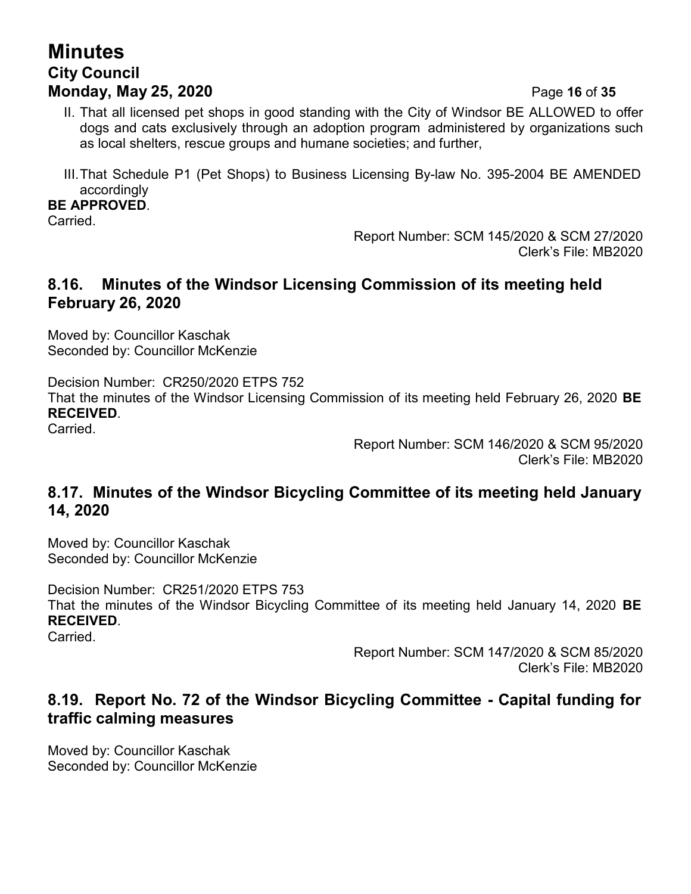II. That all licensed pet shops in good standing with the City of Windsor BE ALLOWED to offer dogs and cats exclusively through an adoption program administered by organizations such as local shelters, rescue groups and humane societies; and further,

III. That Schedule P1 (Pet Shops) to Business Licensing By-law No. 395-2004 BE AMENDED accordingly

**BE APPROVED**.

Carried.

Report Number: SCM 145/2020 & SCM 27/2020
Clerk's File: MB2020

## 8.16. Minutes of the Windsor Licensing Commission of its meeting held February 26, 2020

Moved by: Councillor Kaschak
Seconded by: Councillor McKenzie

Decision Number: CR250/2020 ETPS 752
That the minutes of the Windsor Licensing Commission of its meeting held February 26, 2020 **BE RECEIVED**.
Carried.

Report Number: SCM 146/2020 & SCM 95/2020
Clerk's File: MB2020

## 8.17. Minutes of the Windsor Bicycling Committee of its meeting held January 14, 2020

Moved by: Councillor Kaschak
Seconded by: Councillor McKenzie

Decision Number: CR251/2020 ETPS 753
That the minutes of the Windsor Bicycling Committee of its meeting held January 14, 2020 **BE RECEIVED**.
Carried.

Report Number: SCM 147/2020 & SCM 85/2020
Clerk's File: MB2020

## 8.19. Report No. 72 of the Windsor Bicycling Committee - Capital funding for traffic calming measures

Moved by: Councillor Kaschak
Seconded by: Councillor McKenzie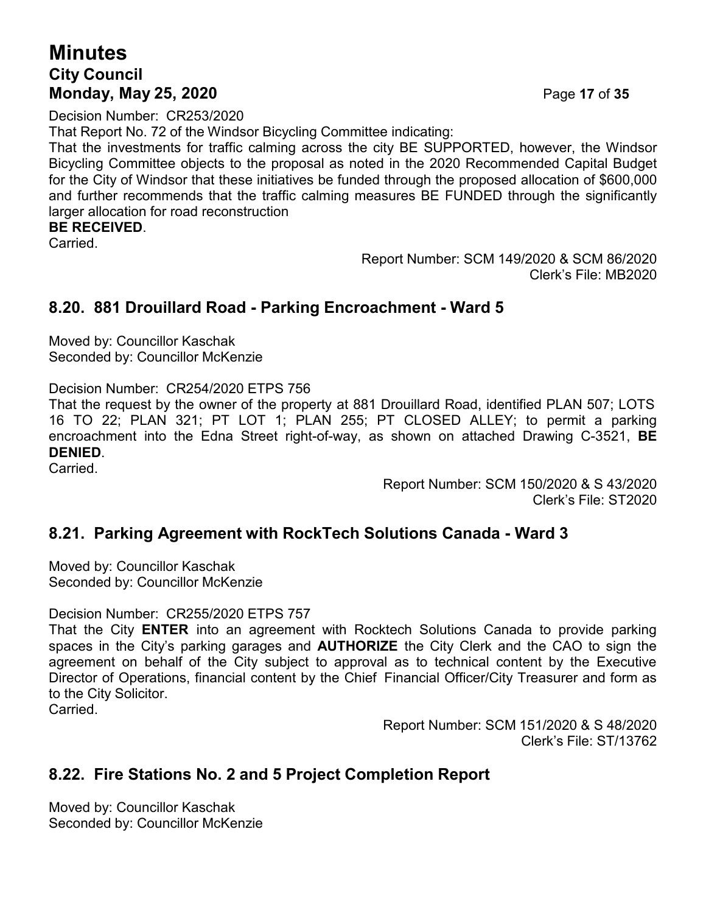Decision Number: CR253/2020

That Report No. 72 of the Windsor Bicycling Committee indicating:

That the investments for traffic calming across the city BE SUPPORTED, however, the Windsor Bicycling Committee objects to the proposal as noted in the 2020 Recommended Capital Budget for the City of Windsor that these initiatives be funded through the proposed allocation of $600,000 and further recommends that the traffic calming measures BE FUNDED through the significantly larger allocation for road reconstruction

**BE RECEIVED**.

Carried.

Report Number: SCM 149/2020 & SCM 86/2020
Clerk's File: MB2020

## 8.20. 881 Drouillard Road - Parking Encroachment - Ward 5

Moved by: Councillor Kaschak
Seconded by: Councillor McKenzie

Decision Number: CR254/2020 ETPS 756

That the request by the owner of the property at 881 Drouillard Road, identified PLAN 507; LOTS 16 TO 22; PLAN 321; PT LOT 1; PLAN 255; PT CLOSED ALLEY; to permit a parking encroachment into the Edna Street right-of-way, as shown on attached Drawing C-3521, **BE DENIED**.

Carried.

Report Number: SCM 150/2020 & S 43/2020
Clerk's File: ST2020

## 8.21. Parking Agreement with RockTech Solutions Canada - Ward 3

Moved by: Councillor Kaschak
Seconded by: Councillor McKenzie

Decision Number: CR255/2020 ETPS 757

That the City **ENTER** into an agreement with Rocktech Solutions Canada to provide parking spaces in the City's parking garages and **AUTHORIZE** the City Clerk and the CAO to sign the agreement on behalf of the City subject to approval as to technical content by the Executive Director of Operations, financial content by the Chief Financial Officer/City Treasurer and form as to the City Solicitor.

Carried.

Report Number: SCM 151/2020 & S 48/2020
Clerk's File: ST/13762

## 8.22. Fire Stations No. 2 and 5 Project Completion Report

Moved by: Councillor Kaschak
Seconded by: Councillor McKenzie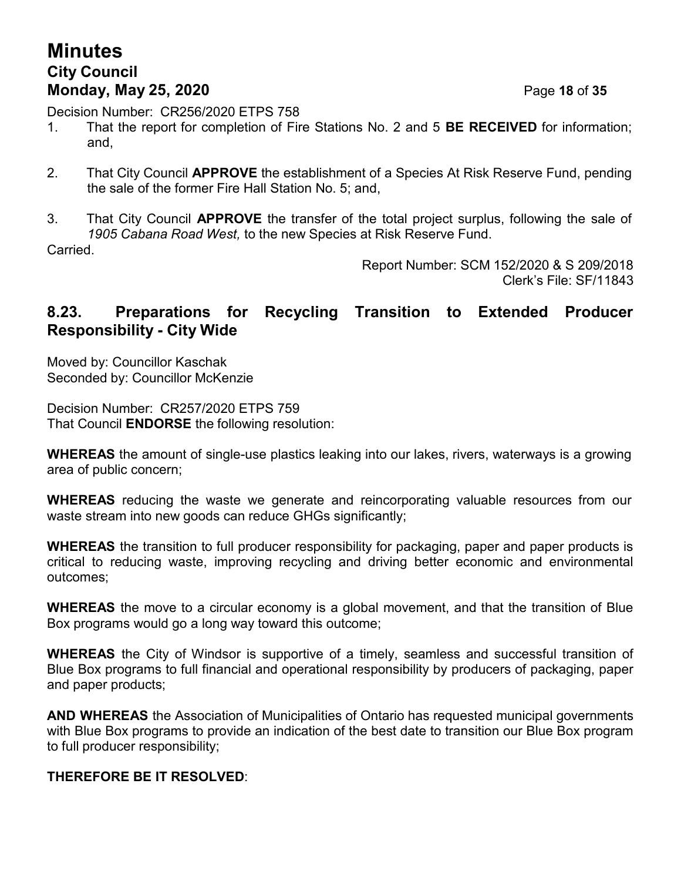Decision Number: CR256/2020 ETPS 758

1. That the report for completion of Fire Stations No. 2 and 5 **BE RECEIVED** for information; and,
2. That City Council **APPROVE** the establishment of a Species At Risk Reserve Fund, pending the sale of the former Fire Hall Station No. 5; and,
3. That City Council **APPROVE** the transfer of the total project surplus, following the sale of *1905 Cabana Road West,* to the new Species at Risk Reserve Fund.

Carried.

Report Number: SCM 152/2020 & S 209/2018
Clerk's File: SF/11843

## 8.23. Preparations for Recycling Transition to Extended Producer Responsibility - City Wide

Moved by: Councillor Kaschak
Seconded by: Councillor McKenzie

Decision Number: CR257/2020 ETPS 759
That Council **ENDORSE** the following resolution:

**WHEREAS** the amount of single-use plastics leaking into our lakes, rivers, waterways is a growing area of public concern;

**WHEREAS** reducing the waste we generate and reincorporating valuable resources from our waste stream into new goods can reduce GHGs significantly;

**WHEREAS** the transition to full producer responsibility for packaging, paper and paper products is critical to reducing waste, improving recycling and driving better economic and environmental outcomes;

**WHEREAS** the move to a circular economy is a global movement, and that the transition of Blue Box programs would go a long way toward this outcome;

**WHEREAS** the City of Windsor is supportive of a timely, seamless and successful transition of Blue Box programs to full financial and operational responsibility by producers of packaging, paper and paper products;

**AND WHEREAS** the Association of Municipalities of Ontario has requested municipal governments with Blue Box programs to provide an indication of the best date to transition our Blue Box program to full producer responsibility;

**THEREFORE BE IT RESOLVED**: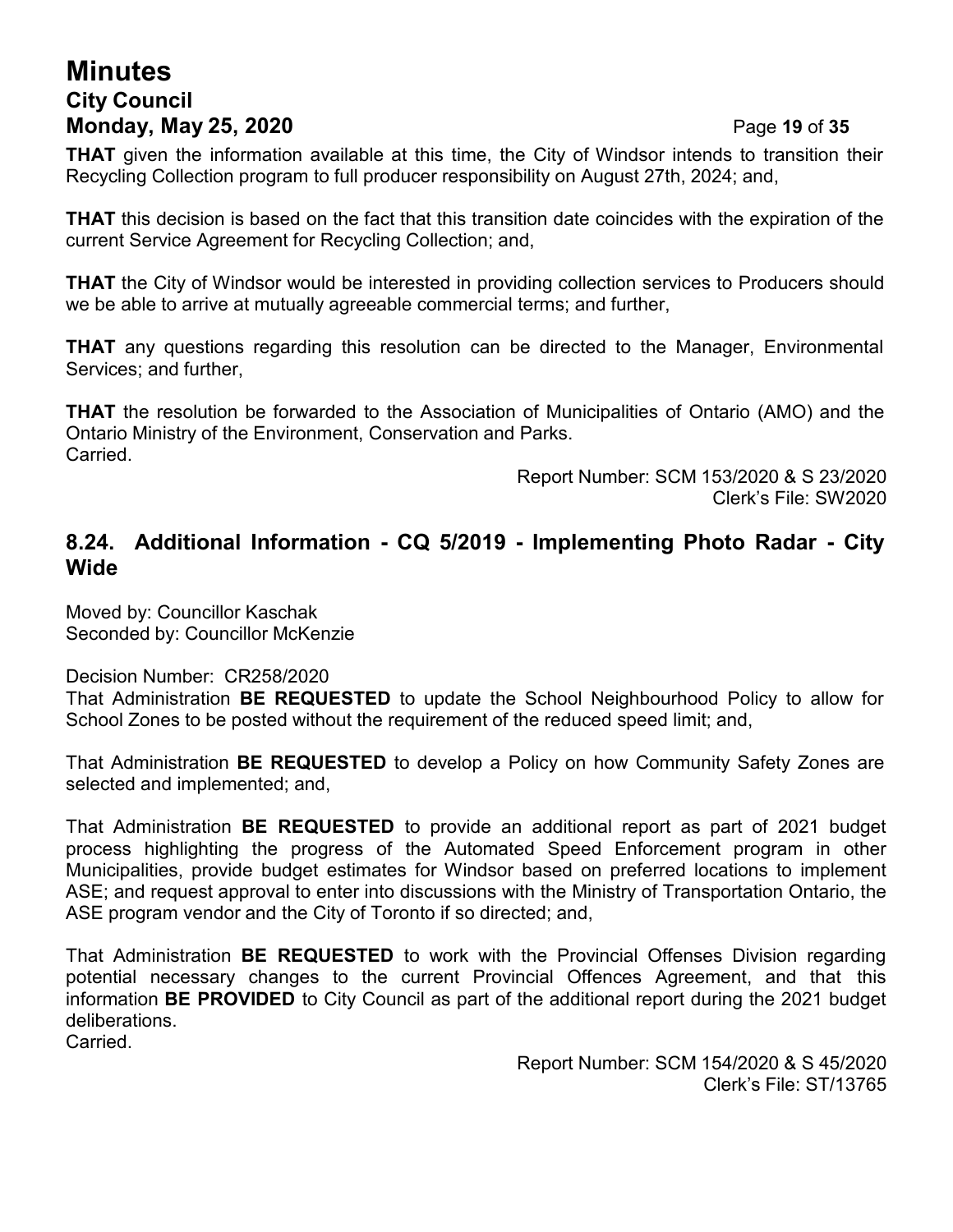**THAT** given the information available at this time, the City of Windsor intends to transition their Recycling Collection program to full producer responsibility on August 27th, 2024; and,

**THAT** this decision is based on the fact that this transition date coincides with the expiration of the current Service Agreement for Recycling Collection; and,

**THAT** the City of Windsor would be interested in providing collection services to Producers should we be able to arrive at mutually agreeable commercial terms; and further,

**THAT** any questions regarding this resolution can be directed to the Manager, Environmental Services; and further,

**THAT** the resolution be forwarded to the Association of Municipalities of Ontario (AMO) and the Ontario Ministry of the Environment, Conservation and Parks.
Carried.

Report Number: SCM 153/2020 & S 23/2020
Clerk's File: SW2020

## 8.24. Additional Information - CQ 5/2019 - Implementing Photo Radar - City Wide

Moved by: Councillor Kaschak
Seconded by: Councillor McKenzie

Decision Number: CR258/2020
That Administration **BE REQUESTED** to update the School Neighbourhood Policy to allow for School Zones to be posted without the requirement of the reduced speed limit; and,

That Administration **BE REQUESTED** to develop a Policy on how Community Safety Zones are selected and implemented; and,

That Administration **BE REQUESTED** to provide an additional report as part of 2021 budget process highlighting the progress of the Automated Speed Enforcement program in other Municipalities, provide budget estimates for Windsor based on preferred locations to implement ASE; and request approval to enter into discussions with the Ministry of Transportation Ontario, the ASE program vendor and the City of Toronto if so directed; and,

That Administration **BE REQUESTED** to work with the Provincial Offenses Division regarding potential necessary changes to the current Provincial Offences Agreement, and that this information **BE PROVIDED** to City Council as part of the additional report during the 2021 budget deliberations.
Carried.

Report Number: SCM 154/2020 & S 45/2020
Clerk's File: ST/13765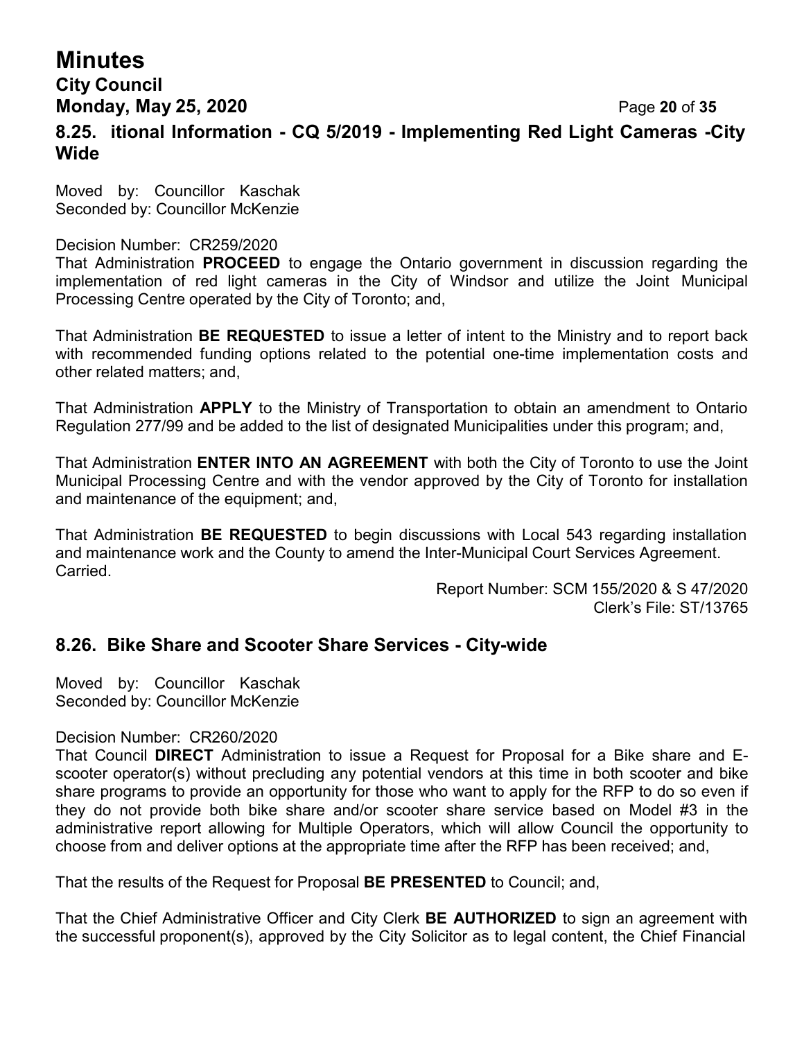### 8.25. itional Information - CQ 5/2019 - Implementing Red Light Cameras -City Wide

Moved by: Councillor Kaschak
Seconded by: Councillor McKenzie

Decision Number: CR259/2020
That Administration **PROCEED** to engage the Ontario government in discussion regarding the implementation of red light cameras in the City of Windsor and utilize the Joint Municipal Processing Centre operated by the City of Toronto; and,

That Administration **BE REQUESTED** to issue a letter of intent to the Ministry and to report back with recommended funding options related to the potential one-time implementation costs and other related matters; and,

That Administration **APPLY** to the Ministry of Transportation to obtain an amendment to Ontario Regulation 277/99 and be added to the list of designated Municipalities under this program; and,

That Administration **ENTER INTO AN AGREEMENT** with both the City of Toronto to use the Joint Municipal Processing Centre and with the vendor approved by the City of Toronto for installation and maintenance of the equipment; and,

That Administration **BE REQUESTED** to begin discussions with Local 543 regarding installation and maintenance work and the County to amend the Inter-Municipal Court Services Agreement.
Carried.

Report Number: SCM 155/2020 & S 47/2020
Clerk's File: ST/13765

### 8.26. Bike Share and Scooter Share Services - City-wide

Moved by: Councillor Kaschak
Seconded by: Councillor McKenzie

Decision Number: CR260/2020
That Council **DIRECT** Administration to issue a Request for Proposal for a Bike share and E-scooter operator(s) without precluding any potential vendors at this time in both scooter and bike share programs to provide an opportunity for those who want to apply for the RFP to do so even if they do not provide both bike share and/or scooter share service based on Model #3 in the administrative report allowing for Multiple Operators, which will allow Council the opportunity to choose from and deliver options at the appropriate time after the RFP has been received; and,

That the results of the Request for Proposal **BE PRESENTED** to Council; and,

That the Chief Administrative Officer and City Clerk **BE AUTHORIZED** to sign an agreement with the successful proponent(s), approved by the City Solicitor as to legal content, the Chief Financial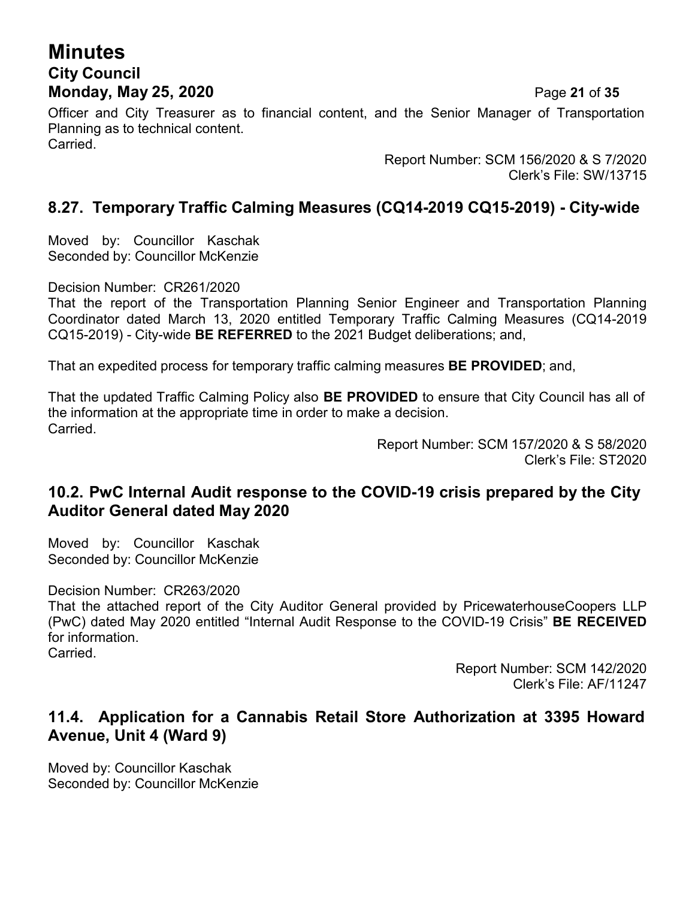Officer and City Treasurer as to financial content, and the Senior Manager of Transportation Planning as to technical content.
Carried.

Report Number: SCM 156/2020 & S 7/2020
Clerk's File: SW/13715

## 8.27. Temporary Traffic Calming Measures (CQ14-2019 CQ15-2019) - City-wide

Moved by: Councillor Kaschak
Seconded by: Councillor McKenzie

Decision Number: CR261/2020
That the report of the Transportation Planning Senior Engineer and Transportation Planning Coordinator dated March 13, 2020 entitled Temporary Traffic Calming Measures (CQ14-2019 CQ15-2019) - City-wide **BE REFERRED** to the 2021 Budget deliberations; and,

That an expedited process for temporary traffic calming measures **BE PROVIDED**; and,

That the updated Traffic Calming Policy also **BE PROVIDED** to ensure that City Council has all of the information at the appropriate time in order to make a decision.
Carried.

Report Number: SCM 157/2020 & S 58/2020
Clerk's File: ST2020

## 10.2. PwC Internal Audit response to the COVID-19 crisis prepared by the City Auditor General dated May 2020

Moved by: Councillor Kaschak
Seconded by: Councillor McKenzie

Decision Number: CR263/2020
That the attached report of the City Auditor General provided by PricewaterhouseCoopers LLP (PwC) dated May 2020 entitled "Internal Audit Response to the COVID-19 Crisis" **BE RECEIVED** for information.
Carried.

Report Number: SCM 142/2020
Clerk's File: AF/11247

## 11.4. Application for a Cannabis Retail Store Authorization at 3395 Howard Avenue, Unit 4 (Ward 9)

Moved by: Councillor Kaschak
Seconded by: Councillor McKenzie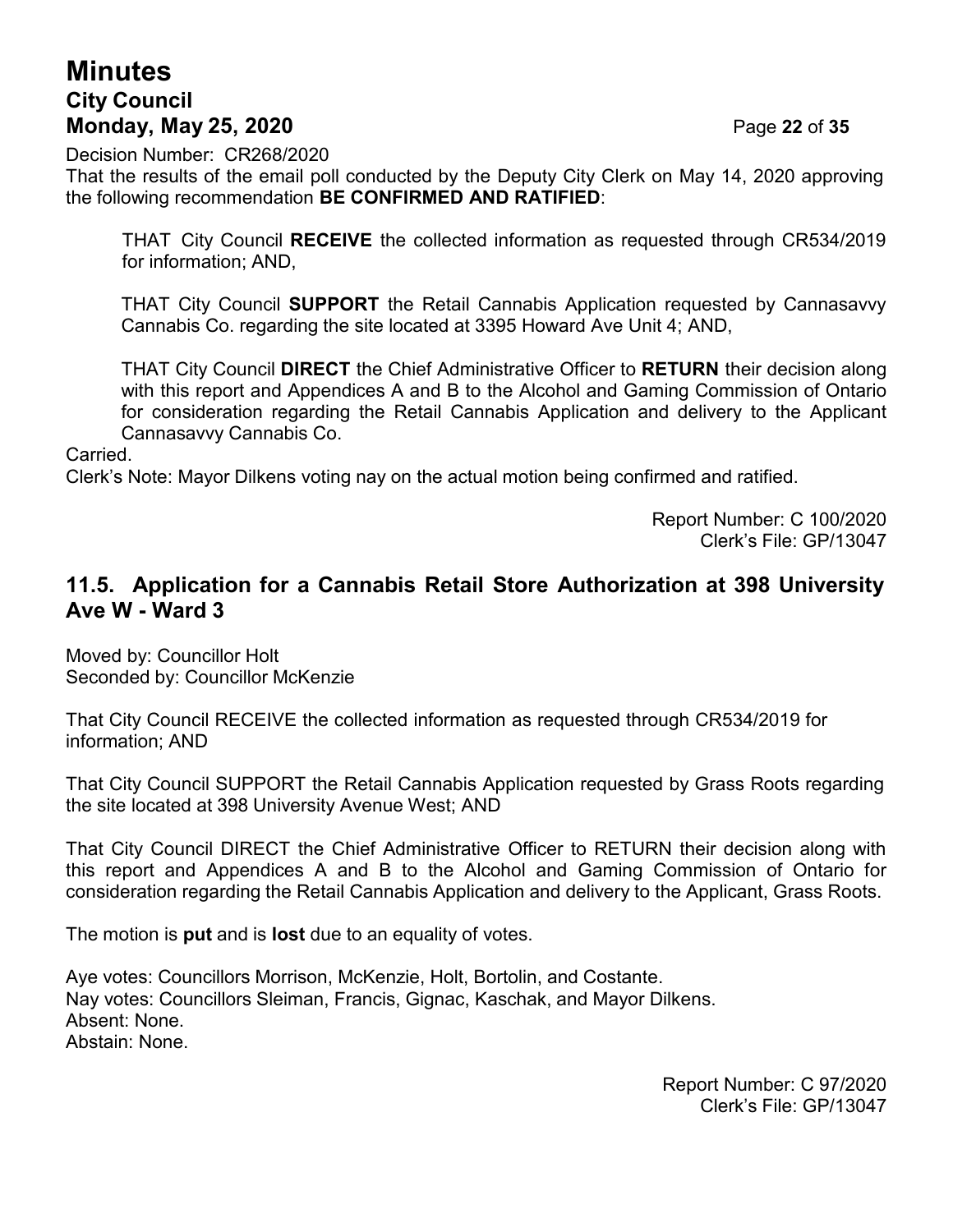Decision Number: CR268/2020

That the results of the email poll conducted by the Deputy City Clerk on May 14, 2020 approving the following recommendation **BE CONFIRMED AND RATIFIED**:

> THAT City Council **RECEIVE** the collected information as requested through CR534/2019 for information; AND,
>
> THAT City Council **SUPPORT** the Retail Cannabis Application requested by Cannasavvy Cannabis Co. regarding the site located at 3395 Howard Ave Unit 4; AND,
>
> THAT City Council **DIRECT** the Chief Administrative Officer to **RETURN** their decision along with this report and Appendices A and B to the Alcohol and Gaming Commission of Ontario for consideration regarding the Retail Cannabis Application and delivery to the Applicant Cannasavvy Cannabis Co.

Carried.

Clerk's Note: Mayor Dilkens voting nay on the actual motion being confirmed and ratified.

Report Number: C 100/2020
Clerk's File: GP/13047

## 11.5. Application for a Cannabis Retail Store Authorization at 398 University Ave W - Ward 3

Moved by: Councillor Holt
Seconded by: Councillor McKenzie

That City Council RECEIVE the collected information as requested through CR534/2019 for information; AND

That City Council SUPPORT the Retail Cannabis Application requested by Grass Roots regarding the site located at 398 University Avenue West; AND

That City Council DIRECT the Chief Administrative Officer to RETURN their decision along with this report and Appendices A and B to the Alcohol and Gaming Commission of Ontario for consideration regarding the Retail Cannabis Application and delivery to the Applicant, Grass Roots.

The motion is **put** and is **lost** due to an equality of votes.

Aye votes: Councillors Morrison, McKenzie, Holt, Bortolin, and Costante.
Nay votes: Councillors Sleiman, Francis, Gignac, Kaschak, and Mayor Dilkens.
Absent: None.
Abstain: None.

Report Number: C 97/2020
Clerk's File: GP/13047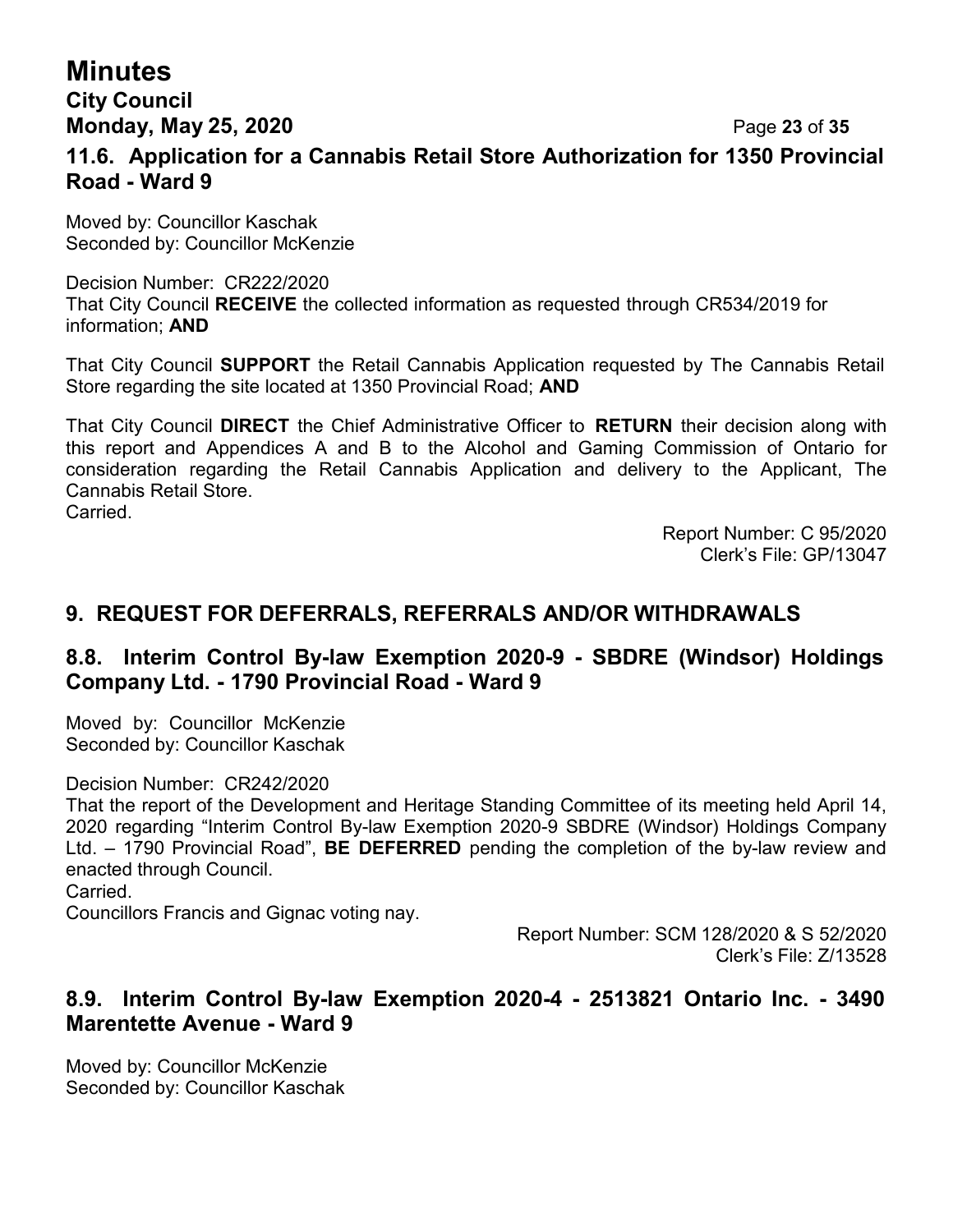### 11.6. Application for a Cannabis Retail Store Authorization for 1350 Provincial Road - Ward 9

Moved by: Councillor Kaschak
Seconded by: Councillor McKenzie

Decision Number: CR222/2020
That City Council **RECEIVE** the collected information as requested through CR534/2019 for information; **AND**

That City Council **SUPPORT** the Retail Cannabis Application requested by The Cannabis Retail Store regarding the site located at 1350 Provincial Road; **AND**

That City Council **DIRECT** the Chief Administrative Officer to **RETURN** their decision along with this report and Appendices A and B to the Alcohol and Gaming Commission of Ontario for consideration regarding the Retail Cannabis Application and delivery to the Applicant, The Cannabis Retail Store.
Carried.

Report Number: C 95/2020
Clerk's File: GP/13047

## 9. REQUEST FOR DEFERRALS, REFERRALS AND/OR WITHDRAWALS

### 8.8. Interim Control By-law Exemption 2020-9 - SBDRE (Windsor) Holdings Company Ltd. - 1790 Provincial Road - Ward 9

Moved by: Councillor McKenzie
Seconded by: Councillor Kaschak

Decision Number: CR242/2020
That the report of the Development and Heritage Standing Committee of its meeting held April 14, 2020 regarding "Interim Control By-law Exemption 2020-9 SBDRE (Windsor) Holdings Company Ltd. – 1790 Provincial Road", **BE DEFERRED** pending the completion of the by-law review and enacted through Council.
Carried.
Councillors Francis and Gignac voting nay.

Report Number: SCM 128/2020 & S 52/2020
Clerk's File: Z/13528

### 8.9. Interim Control By-law Exemption 2020-4 - 2513821 Ontario Inc. - 3490 Marentette Avenue - Ward 9

Moved by: Councillor McKenzie
Seconded by: Councillor Kaschak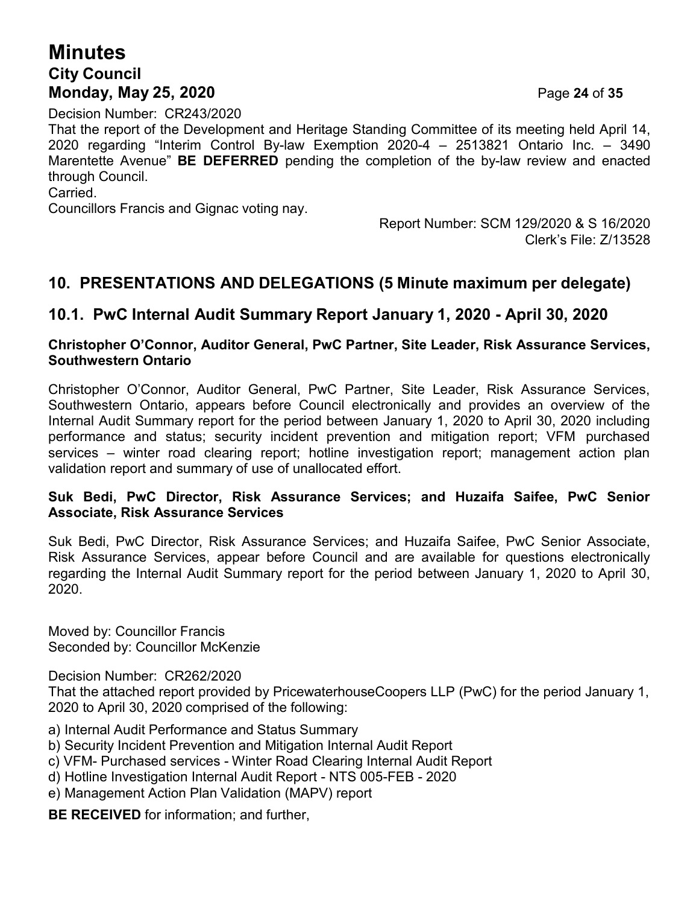Decision Number: CR243/2020
That the report of the Development and Heritage Standing Committee of its meeting held April 14, 2020 regarding "Interim Control By-law Exemption 2020-4 – 2513821 Ontario Inc. – 3490 Marentette Avenue" **BE DEFERRED** pending the completion of the by-law review and enacted through Council.
Carried.
Councillors Francis and Gignac voting nay.

Report Number: SCM 129/2020 & S 16/2020
Clerk's File: Z/13528

## 10. PRESENTATIONS AND DELEGATIONS (5 Minute maximum per delegate)

## 10.1. PwC Internal Audit Summary Report January 1, 2020 - April 30, 2020

**Christopher O'Connor, Auditor General, PwC Partner, Site Leader, Risk Assurance Services, Southwestern Ontario**

Christopher O'Connor, Auditor General, PwC Partner, Site Leader, Risk Assurance Services, Southwestern Ontario, appears before Council electronically and provides an overview of the Internal Audit Summary report for the period between January 1, 2020 to April 30, 2020 including performance and status; security incident prevention and mitigation report; VFM purchased services – winter road clearing report; hotline investigation report; management action plan validation report and summary of use of unallocated effort.

**Suk Bedi, PwC Director, Risk Assurance Services; and Huzaifa Saifee, PwC Senior Associate, Risk Assurance Services**

Suk Bedi, PwC Director, Risk Assurance Services; and Huzaifa Saifee, PwC Senior Associate, Risk Assurance Services, appear before Council and are available for questions electronically regarding the Internal Audit Summary report for the period between January 1, 2020 to April 30, 2020.

Moved by: Councillor Francis
Seconded by: Councillor McKenzie

Decision Number: CR262/2020
That the attached report provided by PricewaterhouseCoopers LLP (PwC) for the period January 1, 2020 to April 30, 2020 comprised of the following:

a) Internal Audit Performance and Status Summary
b) Security Incident Prevention and Mitigation Internal Audit Report
c) VFM- Purchased services - Winter Road Clearing Internal Audit Report
d) Hotline Investigation Internal Audit Report - NTS 005-FEB - 2020
e) Management Action Plan Validation (MAPV) report

**BE RECEIVED** for information; and further,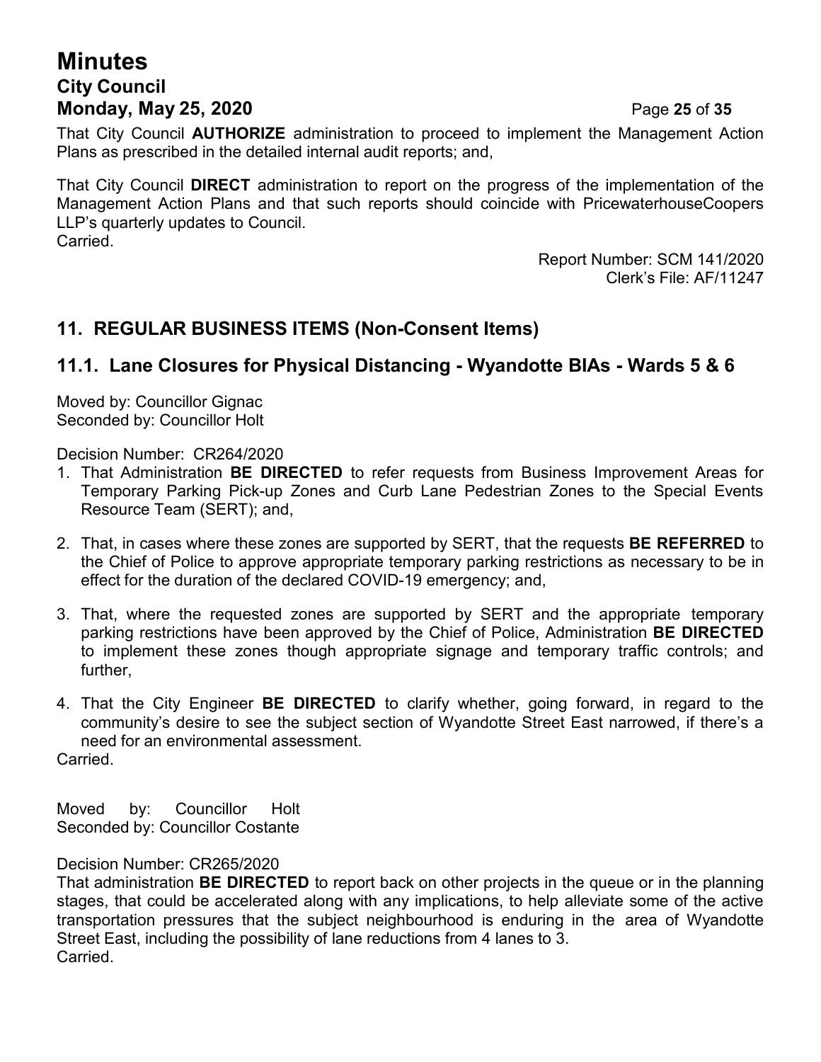That City Council **AUTHORIZE** administration to proceed to implement the Management Action Plans as prescribed in the detailed internal audit reports; and,

That City Council **DIRECT** administration to report on the progress of the implementation of the Management Action Plans and that such reports should coincide with PricewaterhouseCoopers LLP's quarterly updates to Council.
Carried.

Report Number: SCM 141/2020
Clerk's File: AF/11247

## 11. REGULAR BUSINESS ITEMS (Non-Consent Items)

### 11.1. Lane Closures for Physical Distancing - Wyandotte BIAs - Wards 5 & 6

Moved by: Councillor Gignac
Seconded by: Councillor Holt

Decision Number: CR264/2020

1. That Administration **BE DIRECTED** to refer requests from Business Improvement Areas for Temporary Parking Pick-up Zones and Curb Lane Pedestrian Zones to the Special Events Resource Team (SERT); and,

2. That, in cases where these zones are supported by SERT, that the requests **BE REFERRED** to the Chief of Police to approve appropriate temporary parking restrictions as necessary to be in effect for the duration of the declared COVID-19 emergency; and,

3. That, where the requested zones are supported by SERT and the appropriate temporary parking restrictions have been approved by the Chief of Police, Administration **BE DIRECTED** to implement these zones though appropriate signage and temporary traffic controls; and further,

4. That the City Engineer **BE DIRECTED** to clarify whether, going forward, in regard to the community's desire to see the subject section of Wyandotte Street East narrowed, if there's a need for an environmental assessment.

Carried.

Moved by: Councillor Holt
Seconded by: Councillor Costante

Decision Number: CR265/2020
That administration **BE DIRECTED** to report back on other projects in the queue or in the planning stages, that could be accelerated along with any implications, to help alleviate some of the active transportation pressures that the subject neighbourhood is enduring in the area of Wyandotte Street East, including the possibility of lane reductions from 4 lanes to 3.
Carried.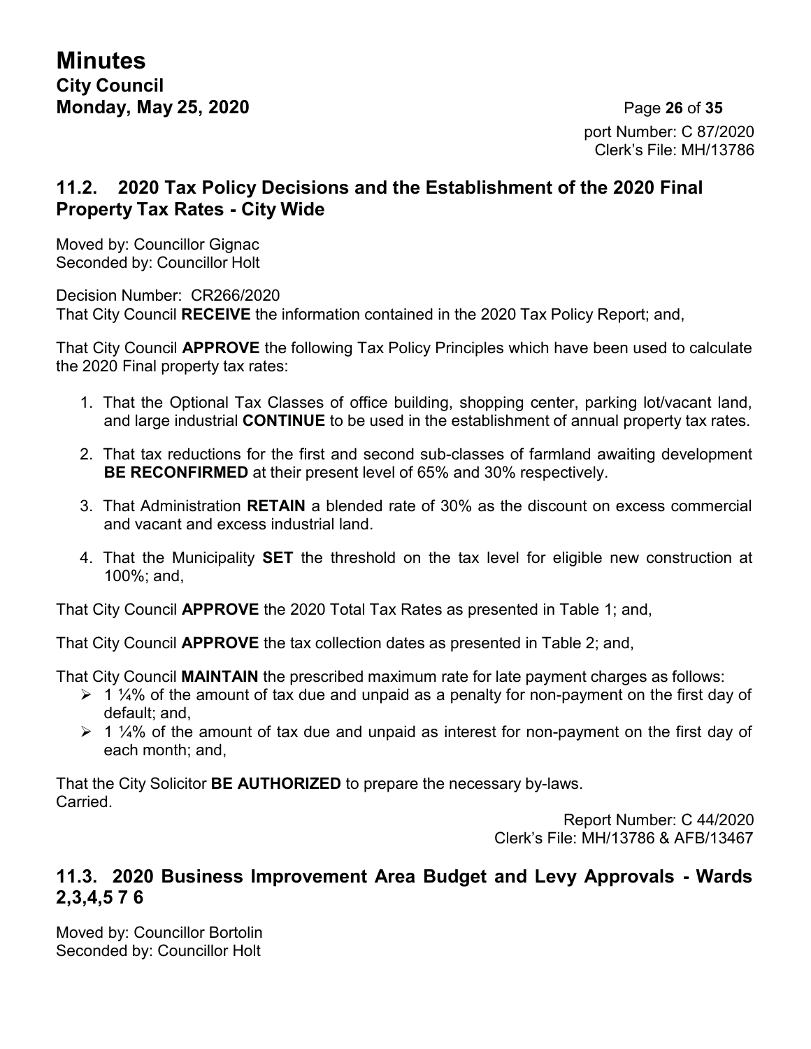port Number: C 87/2020
Clerk's File: MH/13786

## 11.2. 2020 Tax Policy Decisions and the Establishment of the 2020 Final Property Tax Rates - City Wide

Moved by: Councillor Gignac
Seconded by: Councillor Holt

Decision Number: CR266/2020
That City Council **RECEIVE** the information contained in the 2020 Tax Policy Report; and,

That City Council **APPROVE** the following Tax Policy Principles which have been used to calculate the 2020 Final property tax rates:

1. That the Optional Tax Classes of office building, shopping center, parking lot/vacant land, and large industrial **CONTINUE** to be used in the establishment of annual property tax rates.
2. That tax reductions for the first and second sub-classes of farmland awaiting development **BE RECONFIRMED** at their present level of 65% and 30% respectively.
3. That Administration **RETAIN** a blended rate of 30% as the discount on excess commercial and vacant and excess industrial land.
4. That the Municipality **SET** the threshold on the tax level for eligible new construction at 100%; and,

That City Council **APPROVE** the 2020 Total Tax Rates as presented in Table 1; and,

That City Council **APPROVE** the tax collection dates as presented in Table 2; and,

That City Council **MAINTAIN** the prescribed maximum rate for late payment charges as follows:

- 1 ¼% of the amount of tax due and unpaid as a penalty for non-payment on the first day of default; and,
- 1 ¼% of the amount of tax due and unpaid as interest for non-payment on the first day of each month; and,

That the City Solicitor **BE AUTHORIZED** to prepare the necessary by-laws.
Carried.

Report Number: C 44/2020
Clerk's File: MH/13786 & AFB/13467

## 11.3. 2020 Business Improvement Area Budget and Levy Approvals - Wards 2,3,4,5 7 6

Moved by: Councillor Bortolin
Seconded by: Councillor Holt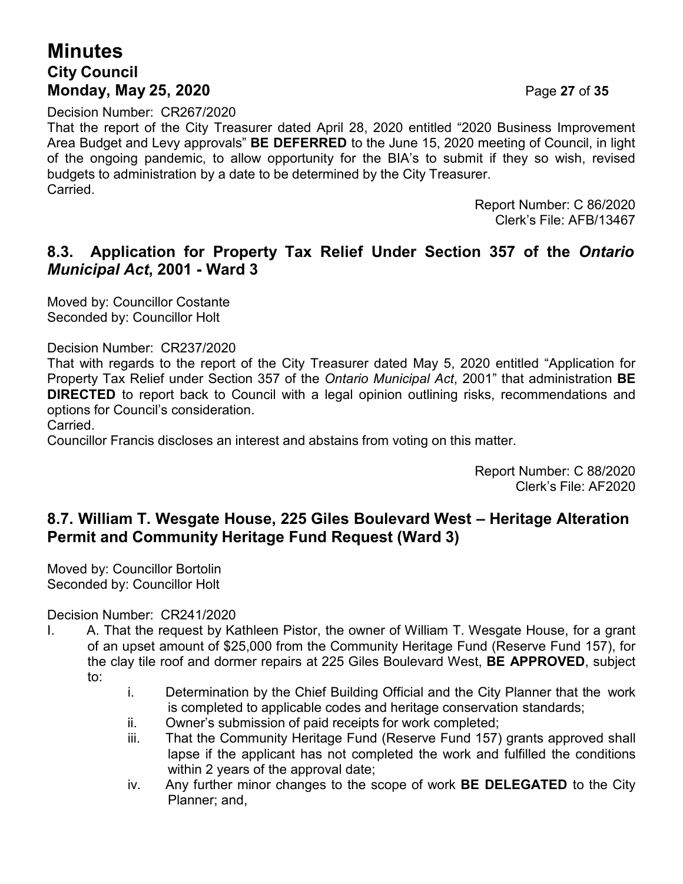Decision Number: CR267/2020

That the report of the City Treasurer dated April 28, 2020 entitled "2020 Business Improvement Area Budget and Levy approvals" **BE DEFERRED** to the June 15, 2020 meeting of Council, in light of the ongoing pandemic, to allow opportunity for the BIA's to submit if they so wish, revised budgets to administration by a date to be determined by the City Treasurer.
Carried.

Report Number: C 86/2020
Clerk's File: AFB/13467

## 8.3. Application for Property Tax Relief Under Section 357 of the *Ontario Municipal Act*, 2001 - Ward 3

Moved by: Councillor Costante
Seconded by: Councillor Holt

Decision Number: CR237/2020

That with regards to the report of the City Treasurer dated May 5, 2020 entitled "Application for Property Tax Relief under Section 357 of the *Ontario Municipal Act*, 2001" that administration **BE DIRECTED** to report back to Council with a legal opinion outlining risks, recommendations and options for Council's consideration.
Carried.
Councillor Francis discloses an interest and abstains from voting on this matter.

Report Number: C 88/2020
Clerk's File: AF2020

## 8.7. William T. Wesgate House, 225 Giles Boulevard West – Heritage Alteration Permit and Community Heritage Fund Request (Ward 3)

Moved by: Councillor Bortolin
Seconded by: Councillor Holt

Decision Number: CR241/2020

I. A. That the request by Kathleen Pistor, the owner of William T. Wesgate House, for a grant of an upset amount of $25,000 from the Community Heritage Fund (Reserve Fund 157), for the clay tile roof and dormer repairs at 225 Giles Boulevard West, **BE APPROVED**, subject to:

   i. Determination by the Chief Building Official and the City Planner that the work is completed to applicable codes and heritage conservation standards;
   ii. Owner's submission of paid receipts for work completed;
   iii. That the Community Heritage Fund (Reserve Fund 157) grants approved shall lapse if the applicant has not completed the work and fulfilled the conditions within 2 years of the approval date;
   iv. Any further minor changes to the scope of work **BE DELEGATED** to the City Planner; and,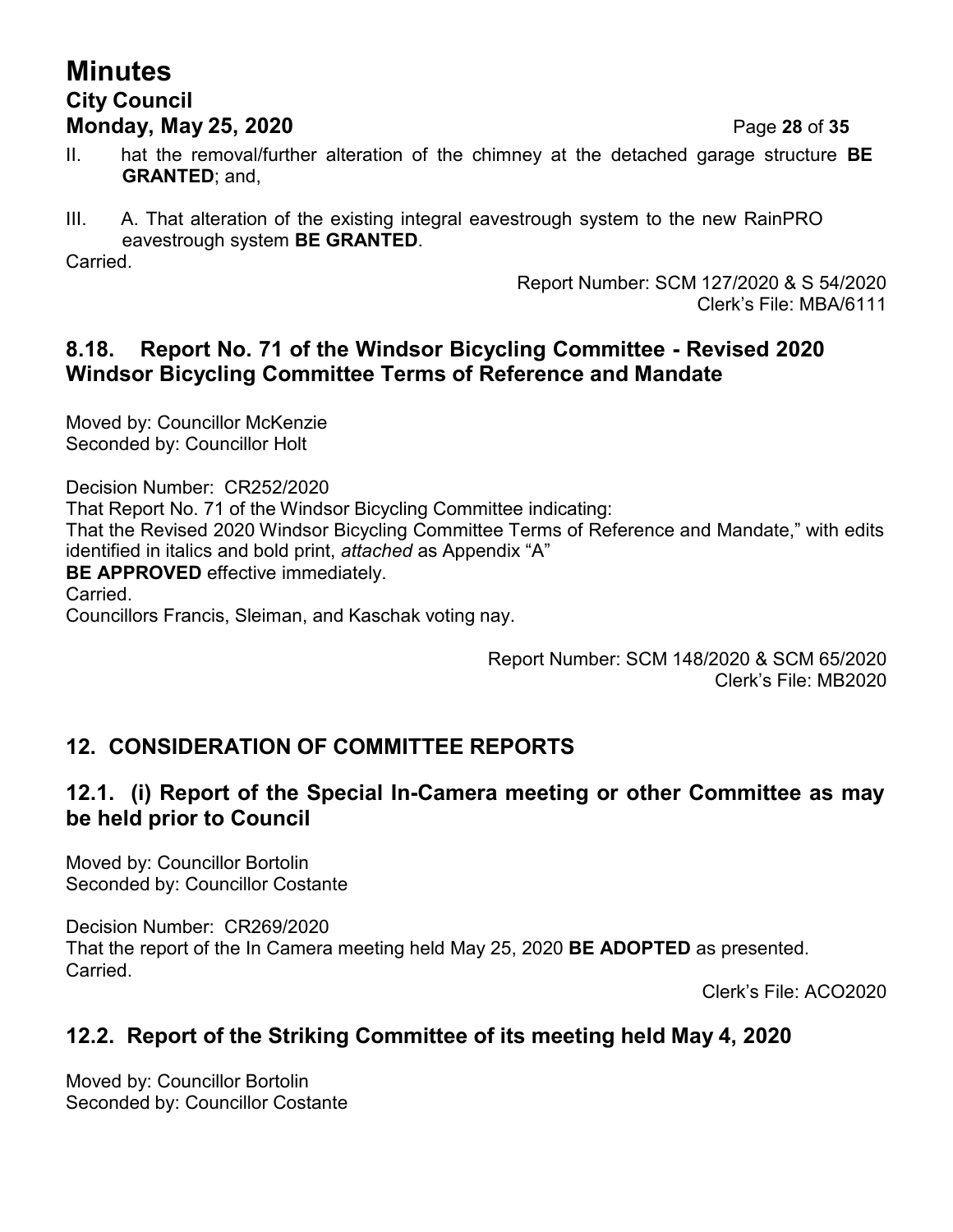II. hat the removal/further alteration of the chimney at the detached garage structure **BE GRANTED**; and,

III. A. That alteration of the existing integral eavestrough system to the new RainPRO eavestrough system **BE GRANTED**.

Carried.

Report Number: SCM 127/2020 & S 54/2020
Clerk's File: MBA/6111

## 8.18. Report No. 71 of the Windsor Bicycling Committee - Revised 2020 Windsor Bicycling Committee Terms of Reference and Mandate

Moved by: Councillor McKenzie
Seconded by: Councillor Holt

Decision Number: CR252/2020
That Report No. 71 of the Windsor Bicycling Committee indicating:
That the Revised 2020 Windsor Bicycling Committee Terms of Reference and Mandate," with edits identified in italics and bold print, *attached* as Appendix "A"
**BE APPROVED** effective immediately.
Carried.
Councillors Francis, Sleiman, and Kaschak voting nay.

Report Number: SCM 148/2020 & SCM 65/2020
Clerk's File: MB2020

## 12. CONSIDERATION OF COMMITTEE REPORTS

## 12.1. (i) Report of the Special In-Camera meeting or other Committee as may be held prior to Council

Moved by: Councillor Bortolin
Seconded by: Councillor Costante

Decision Number: CR269/2020
That the report of the In Camera meeting held May 25, 2020 **BE ADOPTED** as presented.
Carried.

Clerk's File: ACO2020

## 12.2. Report of the Striking Committee of its meeting held May 4, 2020

Moved by: Councillor Bortolin
Seconded by: Councillor Costante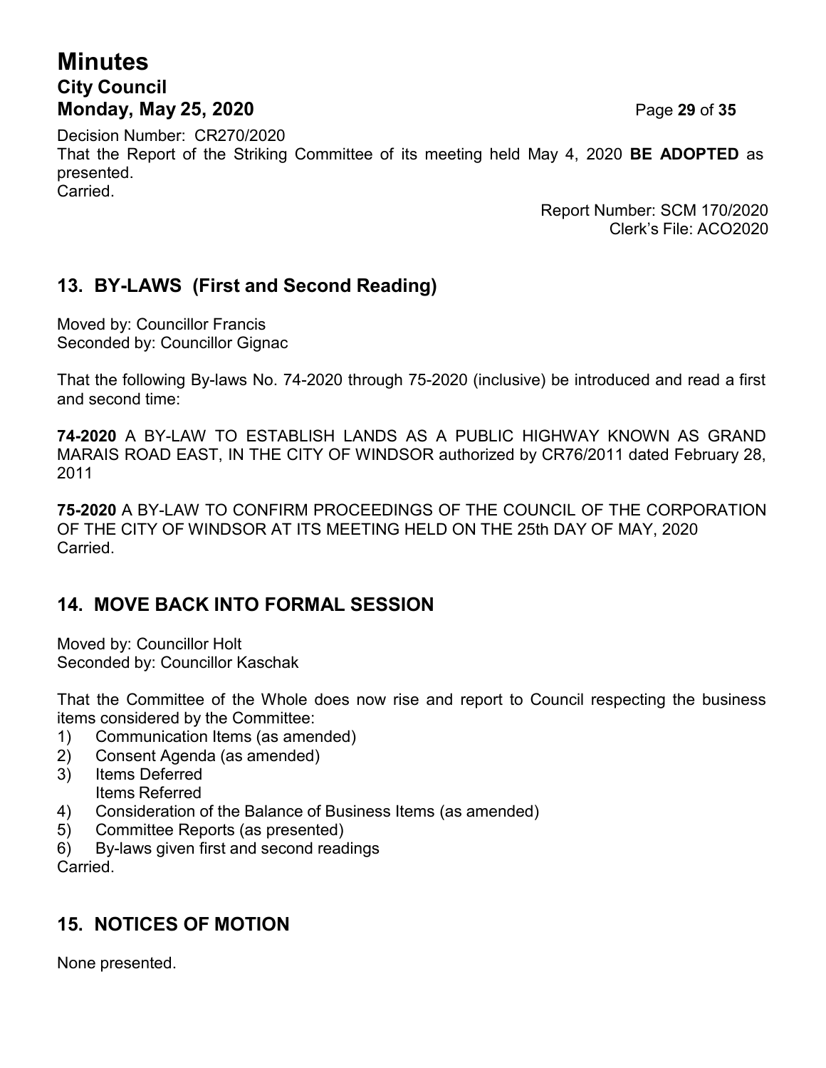Decision Number: CR270/2020
That the Report of the Striking Committee of its meeting held May 4, 2020 **BE ADOPTED** as presented.
Carried.

Report Number: SCM 170/2020
Clerk's File: ACO2020

## 13. BY-LAWS (First and Second Reading)

Moved by: Councillor Francis
Seconded by: Councillor Gignac

That the following By-laws No. 74-2020 through 75-2020 (inclusive) be introduced and read a first and second time:

**74-2020** A BY-LAW TO ESTABLISH LANDS AS A PUBLIC HIGHWAY KNOWN AS GRAND MARAIS ROAD EAST, IN THE CITY OF WINDSOR authorized by CR76/2011 dated February 28, 2011

**75-2020** A BY-LAW TO CONFIRM PROCEEDINGS OF THE COUNCIL OF THE CORPORATION OF THE CITY OF WINDSOR AT ITS MEETING HELD ON THE 25th DAY OF MAY, 2020
Carried.

## 14. MOVE BACK INTO FORMAL SESSION

Moved by: Councillor Holt
Seconded by: Councillor Kaschak

That the Committee of the Whole does now rise and report to Council respecting the business items considered by the Committee:

1) Communication Items (as amended)
2) Consent Agenda (as amended)
3) Items Deferred
   Items Referred
4) Consideration of the Balance of Business Items (as amended)
5) Committee Reports (as presented)
6) By-laws given first and second readings

Carried.

## 15. NOTICES OF MOTION

None presented.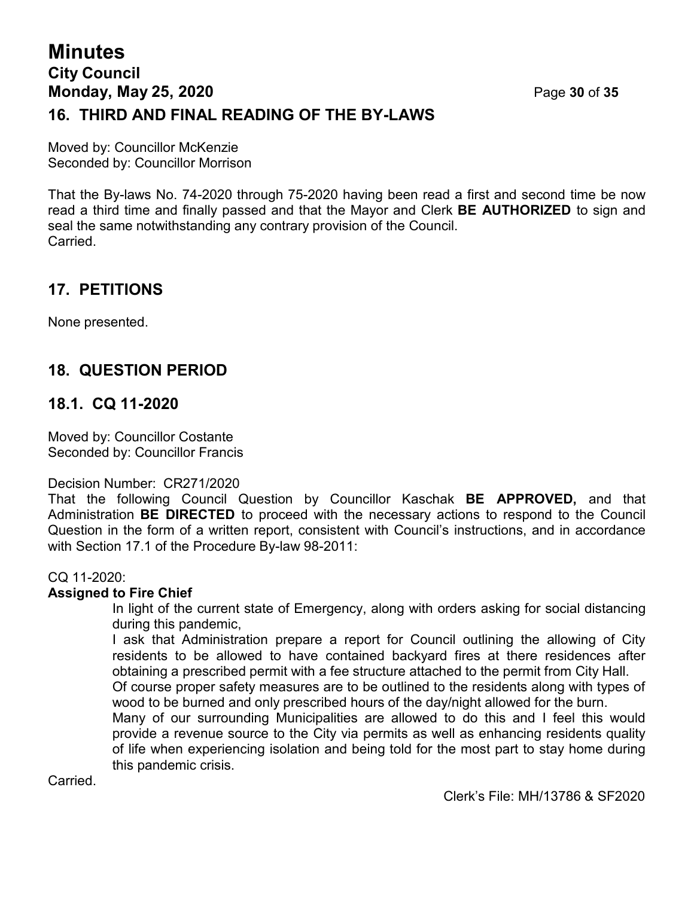## 16. THIRD AND FINAL READING OF THE BY-LAWS

Moved by: Councillor McKenzie
Seconded by: Councillor Morrison

That the By-laws No. 74-2020 through 75-2020 having been read a first and second time be now read a third time and finally passed and that the Mayor and Clerk **BE AUTHORIZED** to sign and seal the same notwithstanding any contrary provision of the Council.
Carried.

## 17. PETITIONS

None presented.

## 18. QUESTION PERIOD

## 18.1. CQ 11-2020

Moved by: Councillor Costante
Seconded by: Councillor Francis

Decision Number: CR271/2020
That the following Council Question by Councillor Kaschak **BE APPROVED,** and that Administration **BE DIRECTED** to proceed with the necessary actions to respond to the Council Question in the form of a written report, consistent with Council's instructions, and in accordance with Section 17.1 of the Procedure By-law 98-2011:

CQ 11-2020:
**Assigned to Fire Chief**

In light of the current state of Emergency, along with orders asking for social distancing during this pandemic,

I ask that Administration prepare a report for Council outlining the allowing of City residents to be allowed to have contained backyard fires at there residences after obtaining a prescribed permit with a fee structure attached to the permit from City Hall.

Of course proper safety measures are to be outlined to the residents along with types of wood to be burned and only prescribed hours of the day/night allowed for the burn.

Many of our surrounding Municipalities are allowed to do this and I feel this would provide a revenue source to the City via permits as well as enhancing residents quality of life when experiencing isolation and being told for the most part to stay home during this pandemic crisis.

Carried.

Clerk's File: MH/13786 & SF2020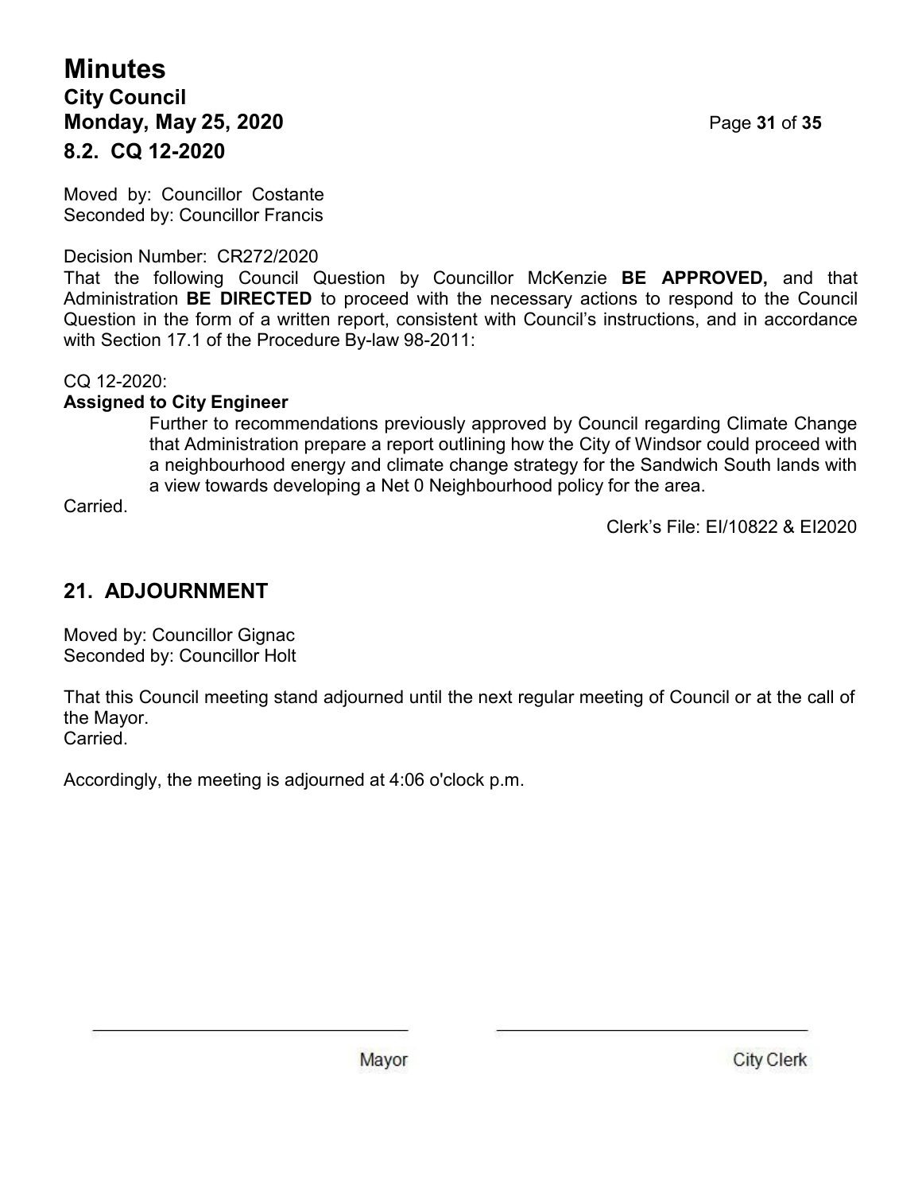## 8.2. CQ 12-2020

Moved by: Councillor Costante
Seconded by: Councillor Francis

Decision Number: CR272/2020
That the following Council Question by Councillor McKenzie **BE APPROVED,** and that Administration **BE DIRECTED** to proceed with the necessary actions to respond to the Council Question in the form of a written report, consistent with Council's instructions, and in accordance with Section 17.1 of the Procedure By-law 98-2011:

CQ 12-2020:
**Assigned to City Engineer**

> Further to recommendations previously approved by Council regarding Climate Change that Administration prepare a report outlining how the City of Windsor could proceed with a neighbourhood energy and climate change strategy for the Sandwich South lands with a view towards developing a Net 0 Neighbourhood policy for the area.

Carried.

Clerk's File: EI/10822 & EI2020

## 21. ADJOURNMENT

Moved by: Councillor Gignac
Seconded by: Councillor Holt

That this Council meeting stand adjourned until the next regular meeting of Council or at the call of the Mayor.
Carried.

Accordingly, the meeting is adjourned at 4:06 o'clock p.m.

Mayor

City Clerk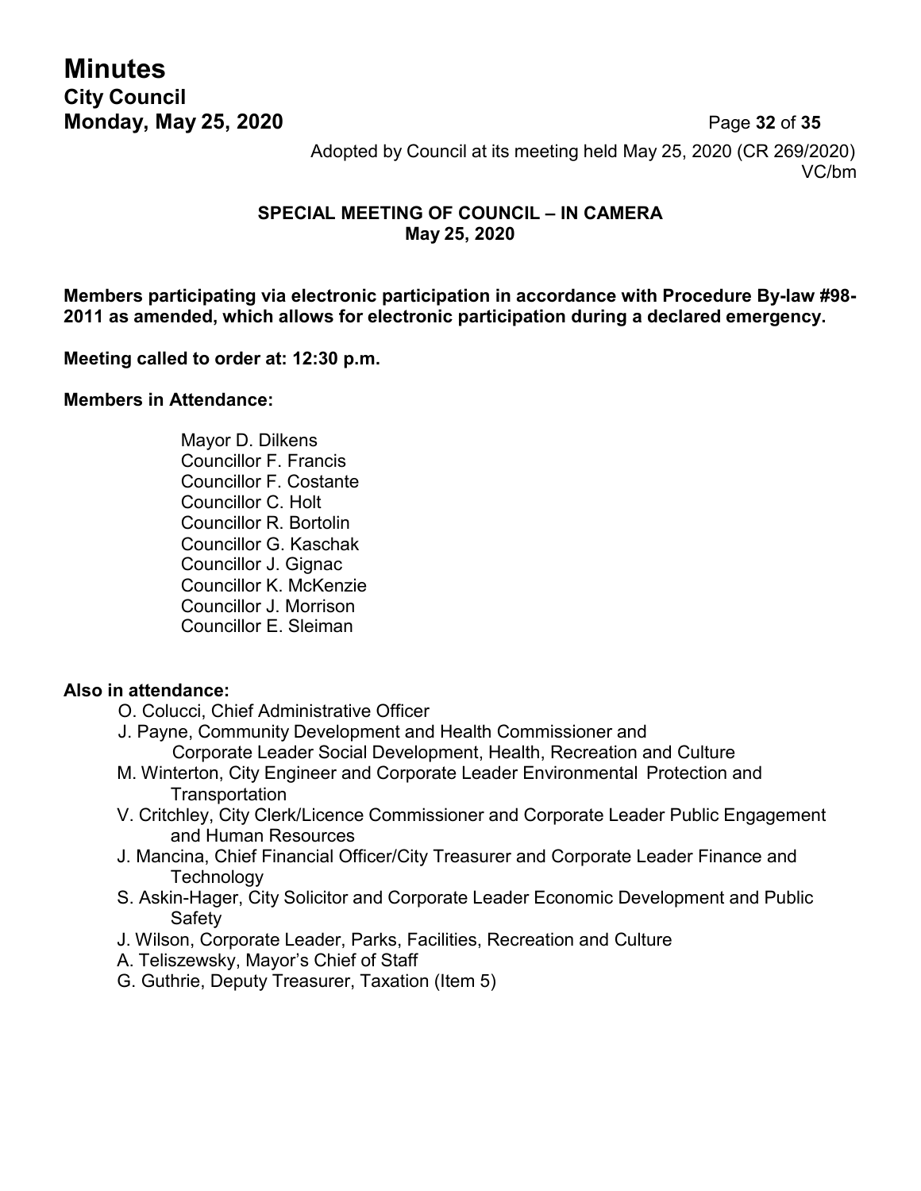Adopted by Council at its meeting held May 25, 2020 (CR 269/2020)
VC/bm

**SPECIAL MEETING OF COUNCIL – IN CAMERA**
**May 25, 2020**

**Members participating via electronic participation in accordance with Procedure By-law #98-2011 as amended, which allows for electronic participation during a declared emergency.**

**Meeting called to order at: 12:30 p.m.**

**Members in Attendance:**

Mayor D. Dilkens
Councillor F. Francis
Councillor F. Costante
Councillor C. Holt
Councillor R. Bortolin
Councillor G. Kaschak
Councillor J. Gignac
Councillor K. McKenzie
Councillor J. Morrison
Councillor E. Sleiman

**Also in attendance:**

O. Colucci, Chief Administrative Officer
J. Payne, Community Development and Health Commissioner and Corporate Leader Social Development, Health, Recreation and Culture
M. Winterton, City Engineer and Corporate Leader Environmental Protection and Transportation
V. Critchley, City Clerk/Licence Commissioner and Corporate Leader Public Engagement and Human Resources
J. Mancina, Chief Financial Officer/City Treasurer and Corporate Leader Finance and Technology
S. Askin-Hager, City Solicitor and Corporate Leader Economic Development and Public Safety
J. Wilson, Corporate Leader, Parks, Facilities, Recreation and Culture
A. Teliszewsky, Mayor's Chief of Staff
G. Guthrie, Deputy Treasurer, Taxation (Item 5)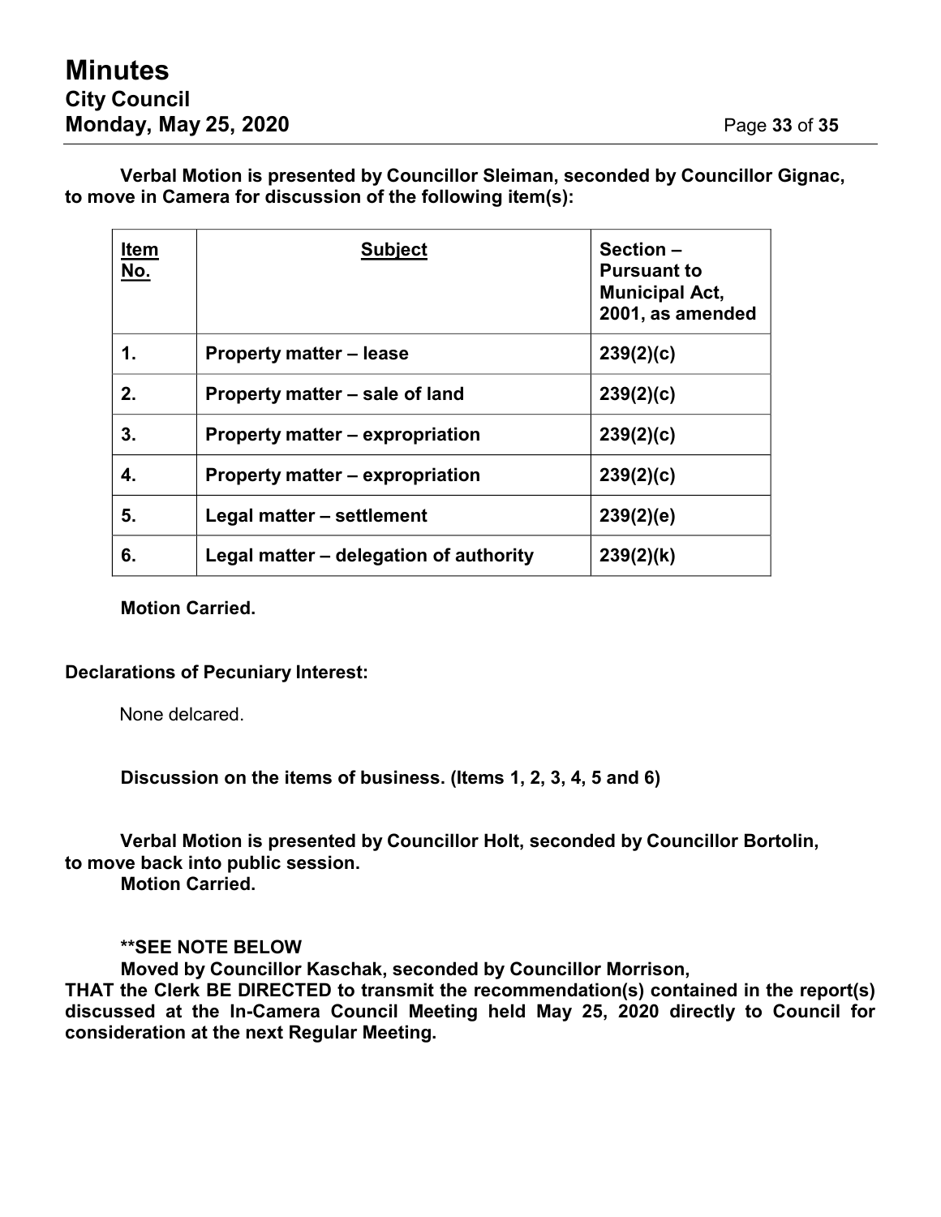**Verbal Motion is presented by Councillor Sleiman, seconded by Councillor Gignac, to move in Camera for discussion of the following item(s):**

| **Item No.** | **Subject** | **Section – Pursuant to Municipal Act, 2001, as amended** |
|---|---|---|
| **1.** | **Property matter – lease** | **239(2)(c)** |
| **2.** | **Property matter – sale of land** | **239(2)(c)** |
| **3.** | **Property matter – expropriation** | **239(2)(c)** |
| **4.** | **Property matter – expropriation** | **239(2)(c)** |
| **5.** | **Legal matter – settlement** | **239(2)(e)** |
| **6.** | **Legal matter – delegation of authority** | **239(2)(k)** |

**Motion Carried.**

**Declarations of Pecuniary Interest:**

None delcared.

**Discussion on the items of business. (Items 1, 2, 3, 4, 5 and 6)**

**Verbal Motion is presented by Councillor Holt, seconded by Councillor Bortolin, to move back into public session.**
**Motion Carried.**

**\*\*SEE NOTE BELOW**
**Moved by Councillor Kaschak, seconded by Councillor Morrison,**
**THAT the Clerk BE DIRECTED to transmit the recommendation(s) contained in the report(s) discussed at the In-Camera Council Meeting held May 25, 2020 directly to Council for consideration at the next Regular Meeting.**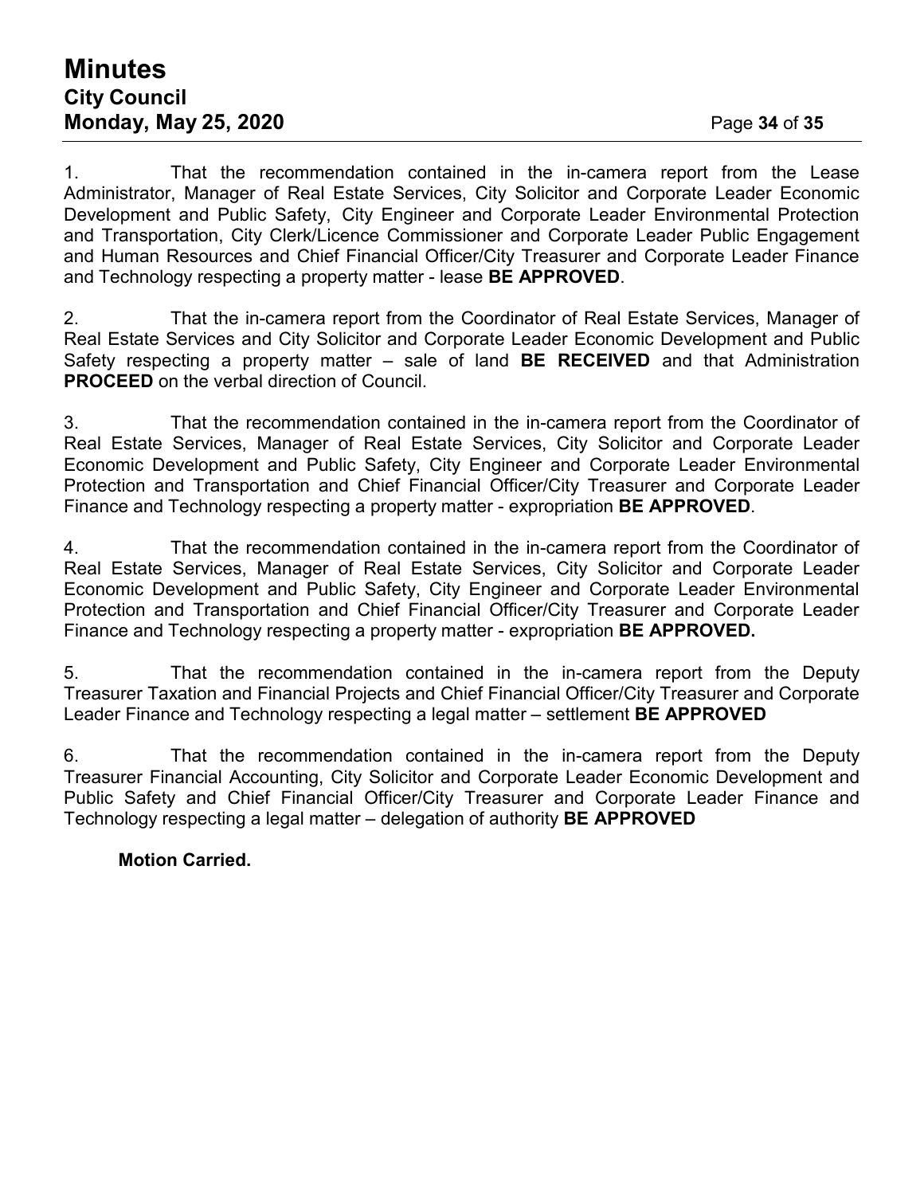1. That the recommendation contained in the in-camera report from the Lease Administrator, Manager of Real Estate Services, City Solicitor and Corporate Leader Economic Development and Public Safety, City Engineer and Corporate Leader Environmental Protection and Transportation, City Clerk/Licence Commissioner and Corporate Leader Public Engagement and Human Resources and Chief Financial Officer/City Treasurer and Corporate Leader Finance and Technology respecting a property matter - lease **BE APPROVED**.

2. That the in-camera report from the Coordinator of Real Estate Services, Manager of Real Estate Services and City Solicitor and Corporate Leader Economic Development and Public Safety respecting a property matter – sale of land **BE RECEIVED** and that Administration **PROCEED** on the verbal direction of Council.

3. That the recommendation contained in the in-camera report from the Coordinator of Real Estate Services, Manager of Real Estate Services, City Solicitor and Corporate Leader Economic Development and Public Safety, City Engineer and Corporate Leader Environmental Protection and Transportation and Chief Financial Officer/City Treasurer and Corporate Leader Finance and Technology respecting a property matter - expropriation **BE APPROVED**.

4. That the recommendation contained in the in-camera report from the Coordinator of Real Estate Services, Manager of Real Estate Services, City Solicitor and Corporate Leader Economic Development and Public Safety, City Engineer and Corporate Leader Environmental Protection and Transportation and Chief Financial Officer/City Treasurer and Corporate Leader Finance and Technology respecting a property matter - expropriation **BE APPROVED.**

5. That the recommendation contained in the in-camera report from the Deputy Treasurer Taxation and Financial Projects and Chief Financial Officer/City Treasurer and Corporate Leader Finance and Technology respecting a legal matter – settlement **BE APPROVED**

6. That the recommendation contained in the in-camera report from the Deputy Treasurer Financial Accounting, City Solicitor and Corporate Leader Economic Development and Public Safety and Chief Financial Officer/City Treasurer and Corporate Leader Finance and Technology respecting a legal matter – delegation of authority **BE APPROVED**

**Motion Carried.**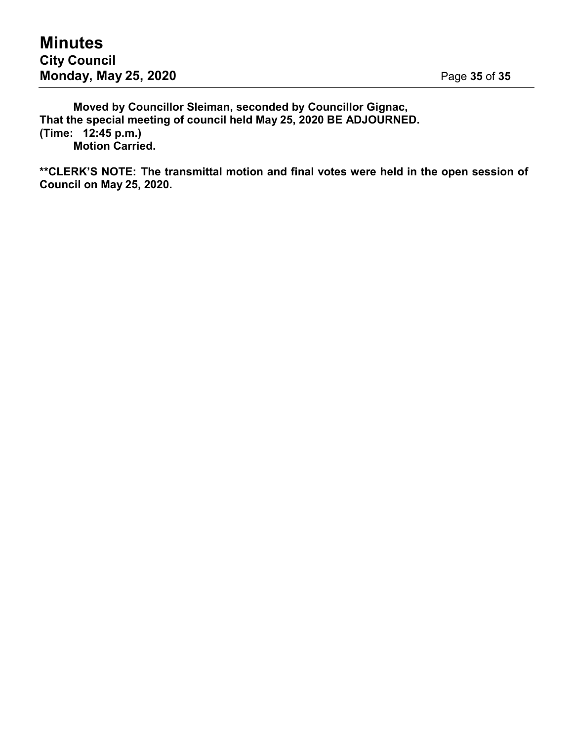**Moved by Councillor Sleiman, seconded by Councillor Gignac,**
**That the special meeting of council held May 25, 2020 BE ADJOURNED.**
**(Time: 12:45 p.m.)**
**Motion Carried.**

**\*\*CLERK'S NOTE: The transmittal motion and final votes were held in the open session of Council on May 25, 2020.**